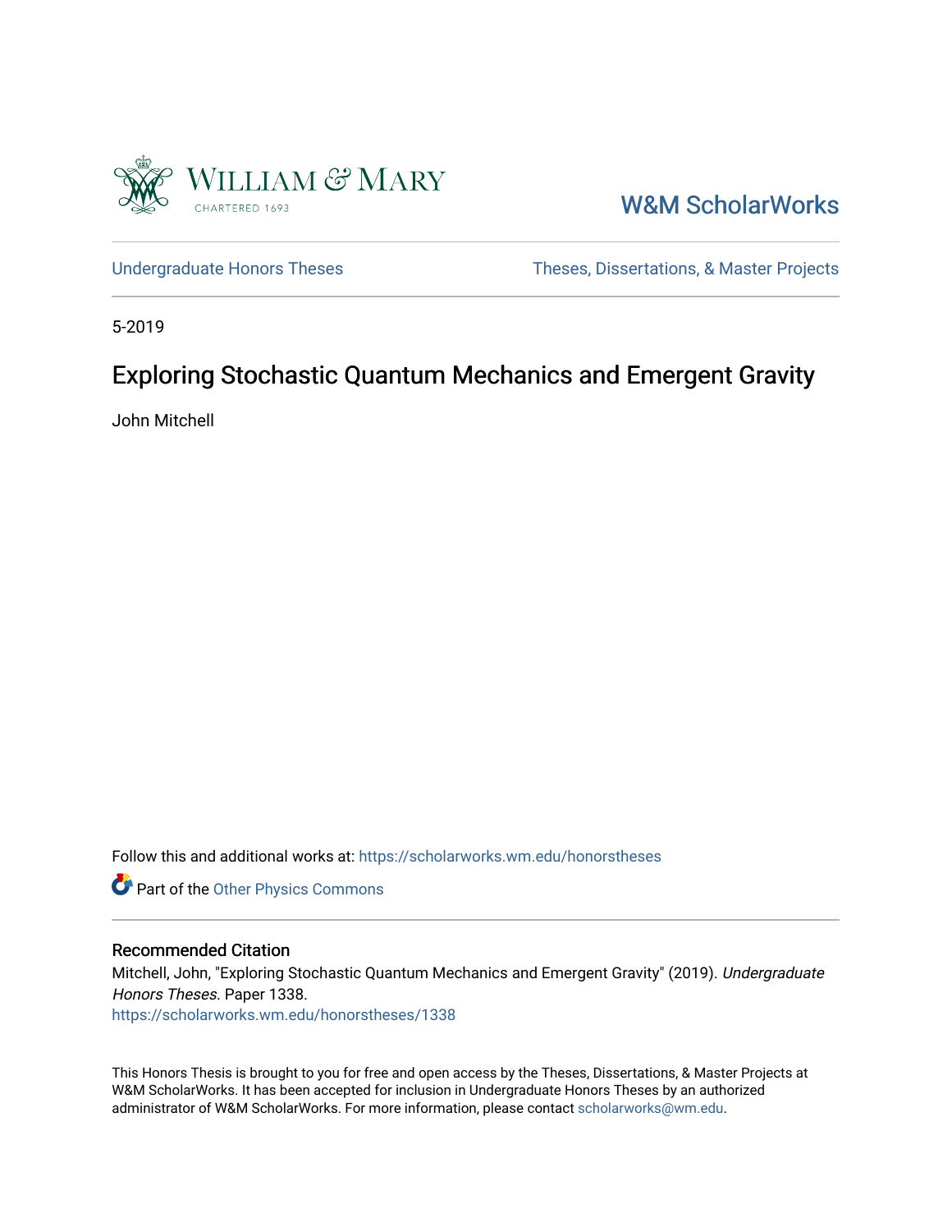William & Mary
CHARTERED 1693

W&M ScholarWorks

Undergraduate Honors Theses | Theses, Dissertations, & Master Projects

5-2019

# Exploring Stochastic Quantum Mechanics and Emergent Gravity

John Mitchell

Follow this and additional works at: https://scholarworks.wm.edu/honorstheses

Part of the Other Physics Commons

## Recommended Citation

Mitchell, John, "Exploring Stochastic Quantum Mechanics and Emergent Gravity" (2019). *Undergraduate Honors Theses*. Paper 1338.
https://scholarworks.wm.edu/honorstheses/1338

This Honors Thesis is brought to you for free and open access by the Theses, Dissertations, & Master Projects at W&M ScholarWorks. It has been accepted for inclusion in Undergraduate Honors Theses by an authorized administrator of W&M ScholarWorks. For more information, please contact scholarworks@wm.edu.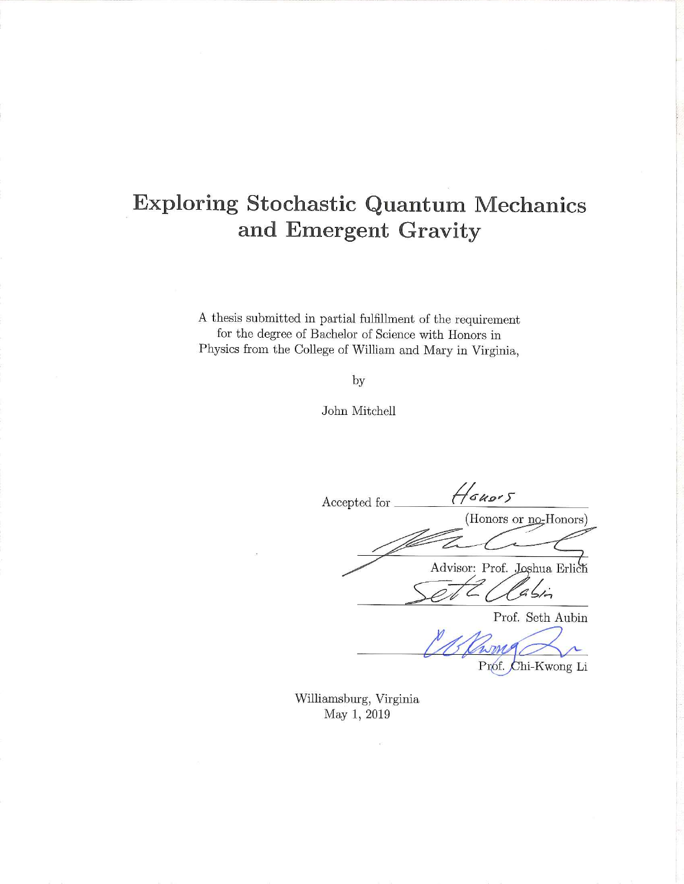# Exploring Stochastic Quantum Mechanics and Emergent Gravity

A thesis submitted in partial fulfillment of the requirement for the degree of Bachelor of Science with Honors in Physics from the College of William and Mary in Virginia,

by

John Mitchell

Accepted for Honors

(Honors or no-Honors)

Advisor: Prof. Joshua Erlich

Prof. Seth Aubin

Prof. Chi-Kwong Li

Williamsburg, Virginia
May 1, 2019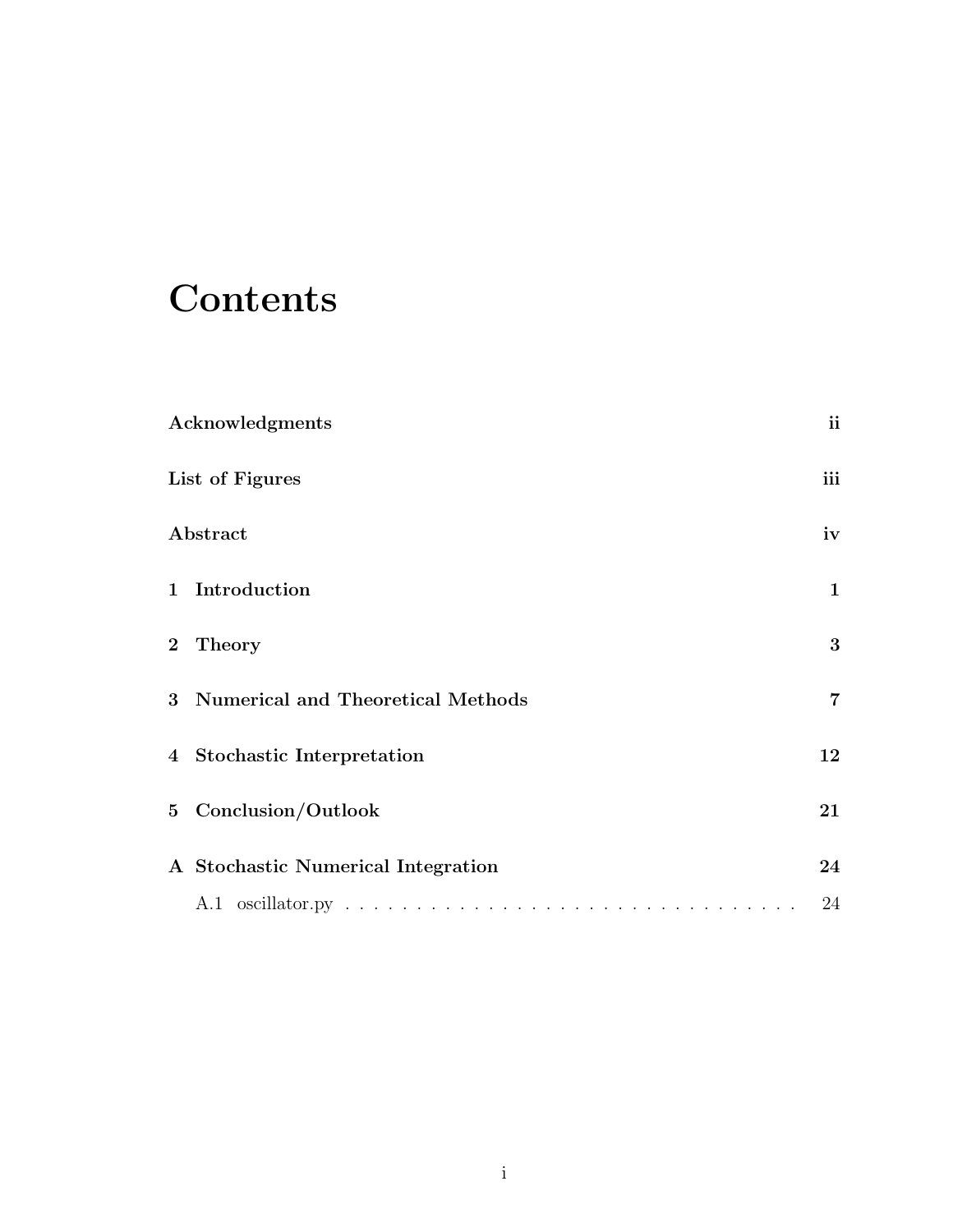# Contents

| | |
|---|---|
| **Acknowledgments** | **ii** |
| **List of Figures** | **iii** |
| **Abstract** | **iv** |
| **1 Introduction** | **1** |
| **2 Theory** | **3** |
| **3 Numerical and Theoretical Methods** | **7** |
| **4 Stochastic Interpretation** | **12** |
| **5 Conclusion/Outlook** | **21** |
| **A Stochastic Numerical Integration** | **24** |
| A.1 oscillator.py | 24 |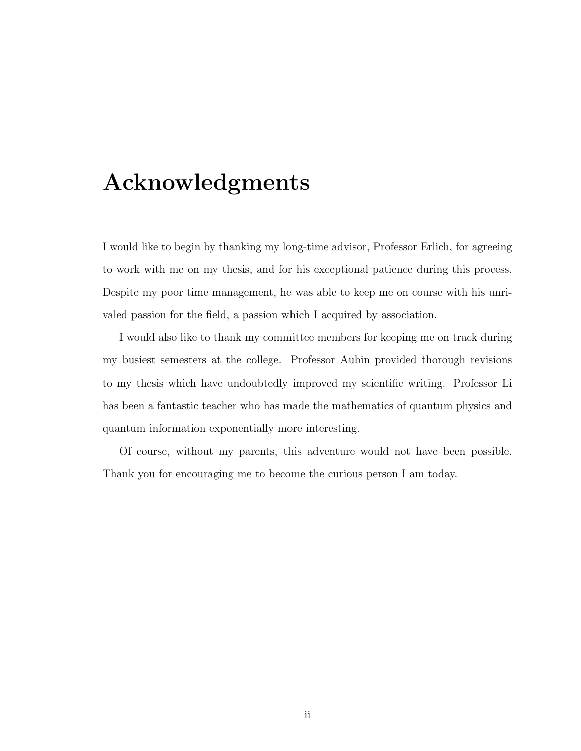# Acknowledgments

I would like to begin by thanking my long-time advisor, Professor Erlich, for agreeing to work with me on my thesis, and for his exceptional patience during this process. Despite my poor time management, he was able to keep me on course with his unrivaled passion for the field, a passion which I acquired by association.

I would also like to thank my committee members for keeping me on track during my busiest semesters at the college. Professor Aubin provided thorough revisions to my thesis which have undoubtedly improved my scientific writing. Professor Li has been a fantastic teacher who has made the mathematics of quantum physics and quantum information exponentially more interesting.

Of course, without my parents, this adventure would not have been possible. Thank you for encouraging me to become the curious person I am today.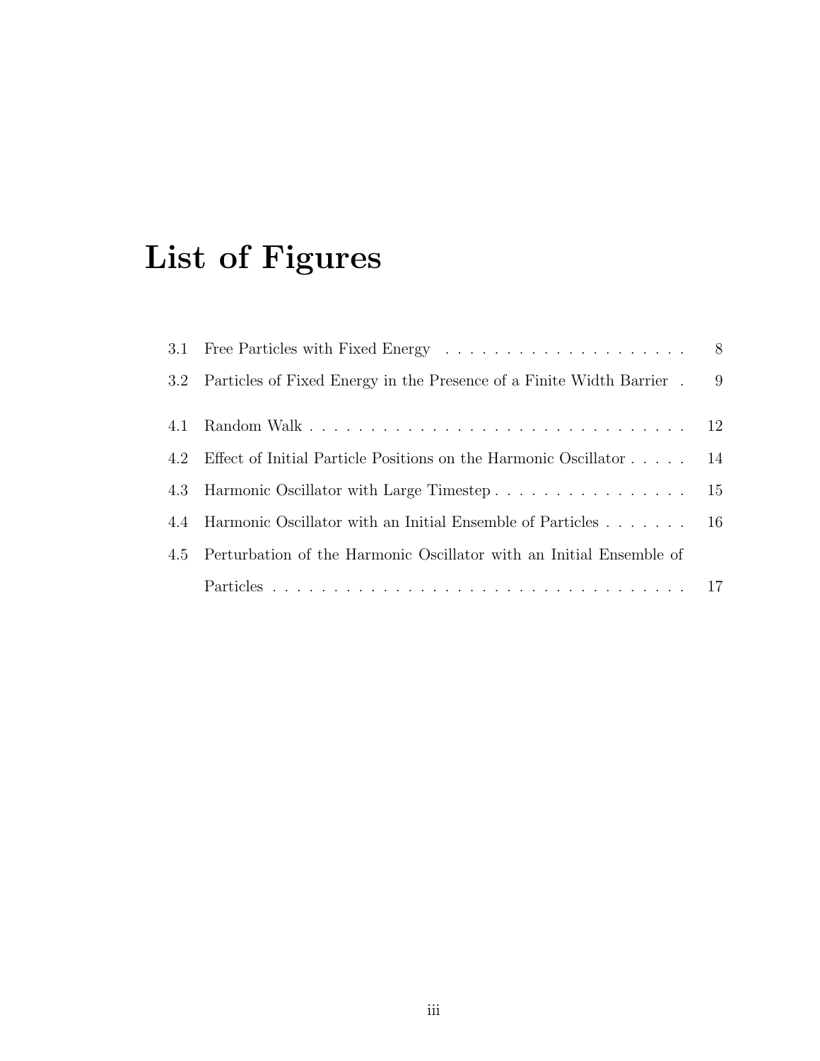# List of Figures

- 3.1 Free Particles with Fixed Energy . . . . . . . . . . . . . . . . . . . . 8
- 3.2 Particles of Fixed Energy in the Presence of a Finite Width Barrier . 9
- 4.1 Random Walk . . . . . . . . . . . . . . . . . . . . . . . . . . . . . . . . 12
- 4.2 Effect of Initial Particle Positions on the Harmonic Oscillator . . . . . 14
- 4.3 Harmonic Oscillator with Large Timestep . . . . . . . . . . . . . . . . 15
- 4.4 Harmonic Oscillator with an Initial Ensemble of Particles . . . . . . . 16
- 4.5 Perturbation of the Harmonic Oscillator with an Initial Ensemble of Particles . . . . . . . . . . . . . . . . . . . . . . . . . . . . . . . . . . . 17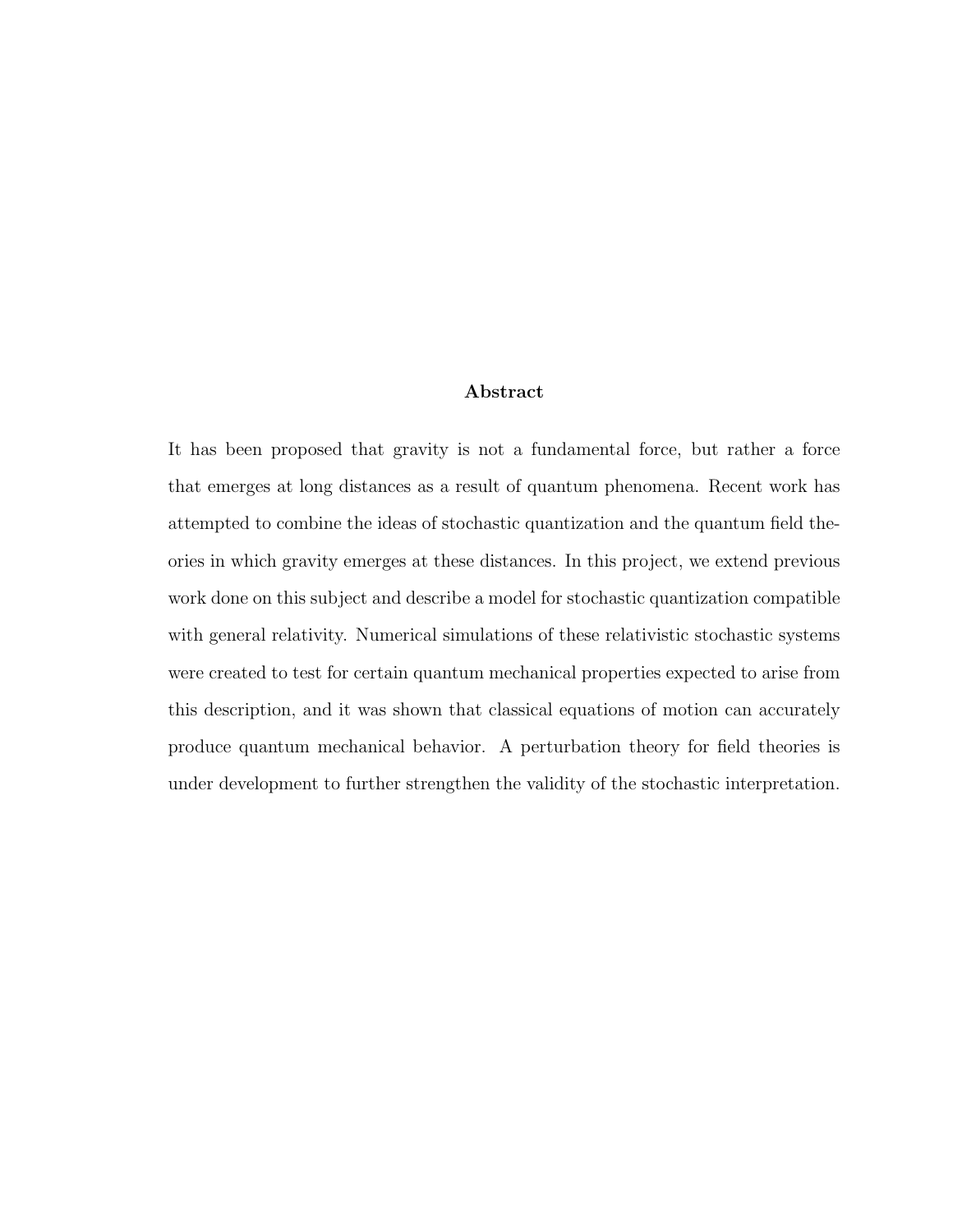## Abstract

It has been proposed that gravity is not a fundamental force, but rather a force that emerges at long distances as a result of quantum phenomena. Recent work has attempted to combine the ideas of stochastic quantization and the quantum field theories in which gravity emerges at these distances. In this project, we extend previous work done on this subject and describe a model for stochastic quantization compatible with general relativity. Numerical simulations of these relativistic stochastic systems were created to test for certain quantum mechanical properties expected to arise from this description, and it was shown that classical equations of motion can accurately produce quantum mechanical behavior. A perturbation theory for field theories is under development to further strengthen the validity of the stochastic interpretation.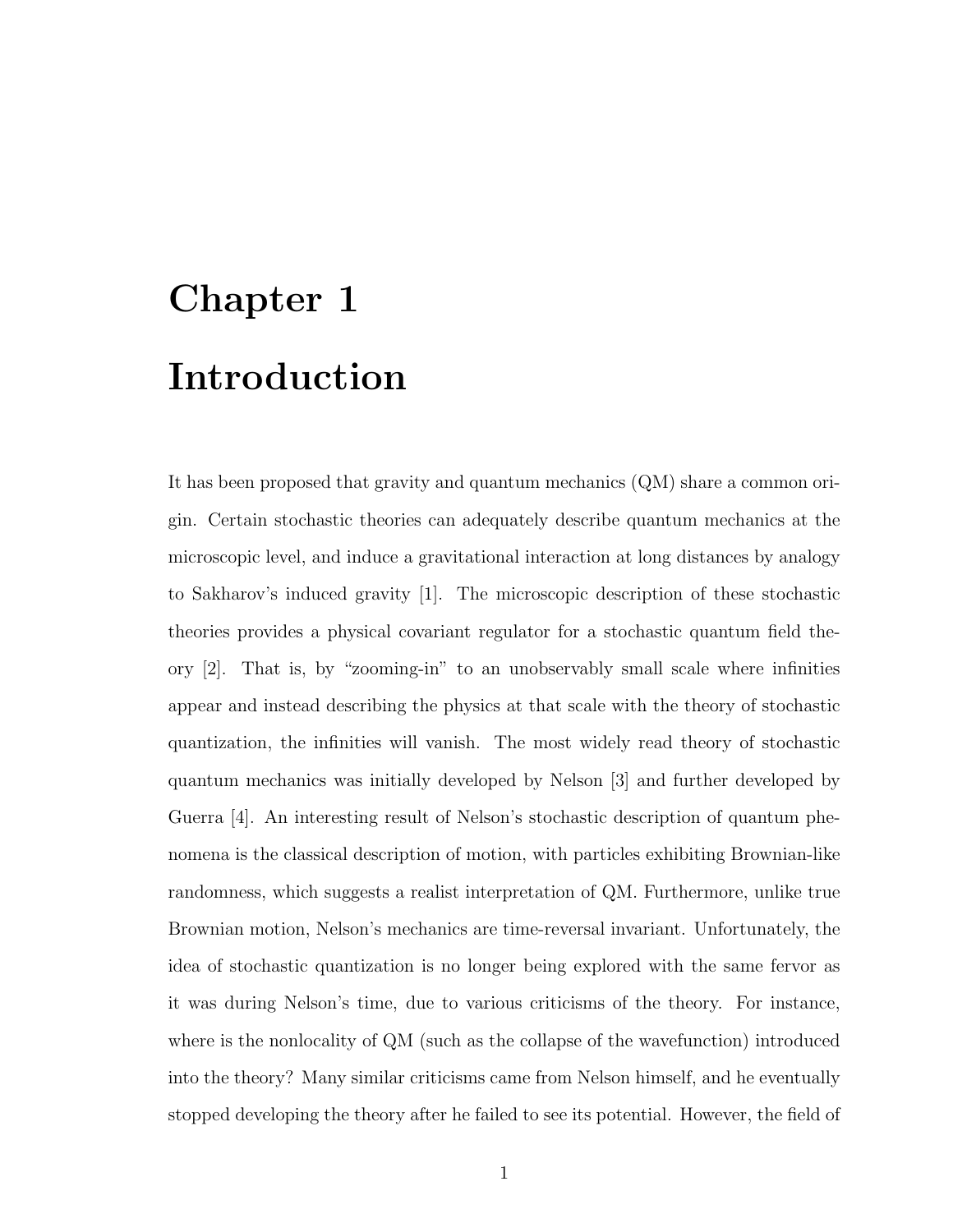# Chapter 1

# Introduction

It has been proposed that gravity and quantum mechanics (QM) share a common origin. Certain stochastic theories can adequately describe quantum mechanics at the microscopic level, and induce a gravitational interaction at long distances by analogy to Sakharov's induced gravity [1]. The microscopic description of these stochastic theories provides a physical covariant regulator for a stochastic quantum field theory [2]. That is, by "zooming-in" to an unobservably small scale where infinities appear and instead describing the physics at that scale with the theory of stochastic quantization, the infinities will vanish. The most widely read theory of stochastic quantum mechanics was initially developed by Nelson [3] and further developed by Guerra [4]. An interesting result of Nelson's stochastic description of quantum phenomena is the classical description of motion, with particles exhibiting Brownian-like randomness, which suggests a realist interpretation of QM. Furthermore, unlike true Brownian motion, Nelson's mechanics are time-reversal invariant. Unfortunately, the idea of stochastic quantization is no longer being explored with the same fervor as it was during Nelson's time, due to various criticisms of the theory. For instance, where is the nonlocality of QM (such as the collapse of the wavefunction) introduced into the theory? Many similar criticisms came from Nelson himself, and he eventually stopped developing the theory after he failed to see its potential. However, the field of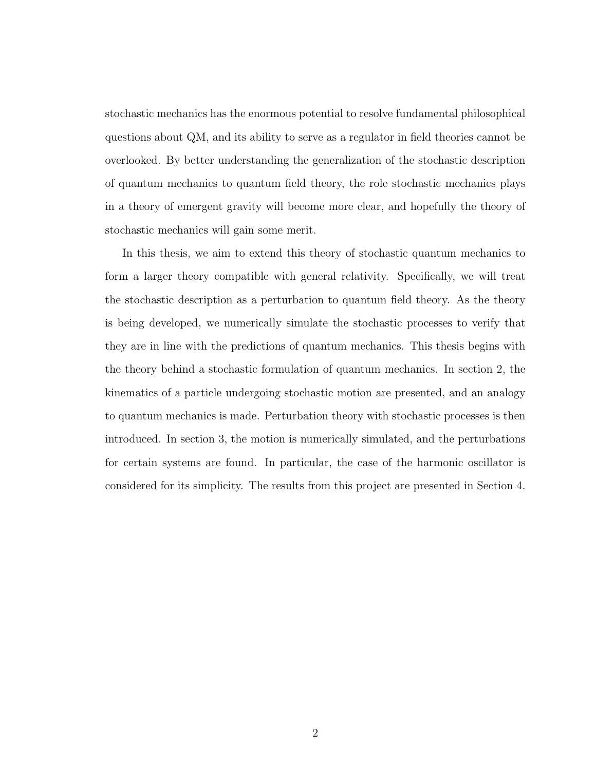stochastic mechanics has the enormous potential to resolve fundamental philosophical questions about QM, and its ability to serve as a regulator in field theories cannot be overlooked. By better understanding the generalization of the stochastic description of quantum mechanics to quantum field theory, the role stochastic mechanics plays in a theory of emergent gravity will become more clear, and hopefully the theory of stochastic mechanics will gain some merit.

In this thesis, we aim to extend this theory of stochastic quantum mechanics to form a larger theory compatible with general relativity. Specifically, we will treat the stochastic description as a perturbation to quantum field theory. As the theory is being developed, we numerically simulate the stochastic processes to verify that they are in line with the predictions of quantum mechanics. This thesis begins with the theory behind a stochastic formulation of quantum mechanics. In section 2, the kinematics of a particle undergoing stochastic motion are presented, and an analogy to quantum mechanics is made. Perturbation theory with stochastic processes is then introduced. In section 3, the motion is numerically simulated, and the perturbations for certain systems are found. In particular, the case of the harmonic oscillator is considered for its simplicity. The results from this project are presented in Section 4.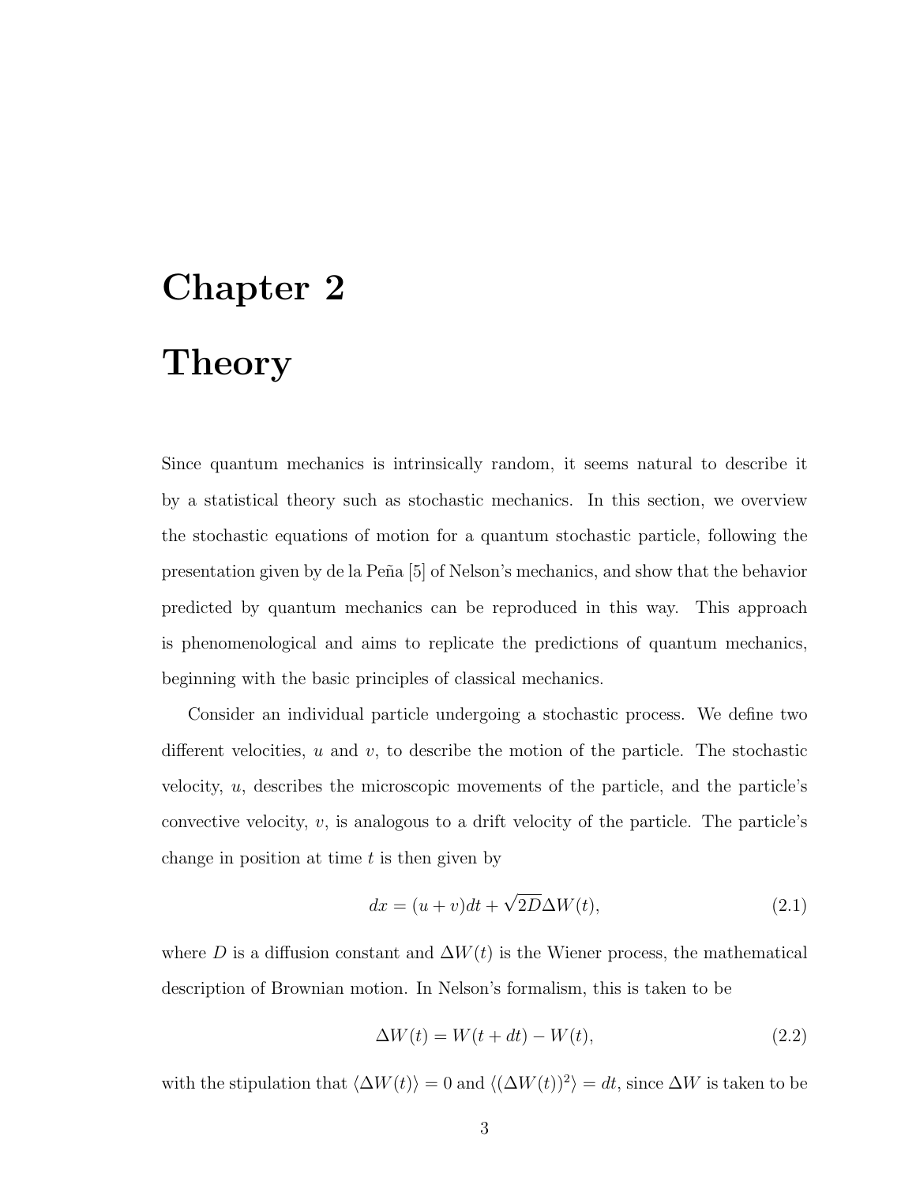# Chapter 2

# Theory

Since quantum mechanics is intrinsically random, it seems natural to describe it by a statistical theory such as stochastic mechanics. In this section, we overview the stochastic equations of motion for a quantum stochastic particle, following the presentation given by de la Peña [5] of Nelson's mechanics, and show that the behavior predicted by quantum mechanics can be reproduced in this way. This approach is phenomenological and aims to replicate the predictions of quantum mechanics, beginning with the basic principles of classical mechanics.

Consider an individual particle undergoing a stochastic process. We define two different velocities, $u$ and $v$, to describe the motion of the particle. The stochastic velocity, $u$, describes the microscopic movements of the particle, and the particle's convective velocity, $v$, is analogous to a drift velocity of the particle. The particle's change in position at time $t$ is then given by

$$dx = (u + v)dt + \sqrt{2D}\Delta W(t), \tag{2.1}$$

where $D$ is a diffusion constant and $\Delta W(t)$ is the Wiener process, the mathematical description of Brownian motion. In Nelson's formalism, this is taken to be

$$\Delta W(t) = W(t + dt) - W(t), \tag{2.2}$$

with the stipulation that $\langle \Delta W(t) \rangle = 0$ and $\langle (\Delta W(t))^2 \rangle = dt$, since $\Delta W$ is taken to be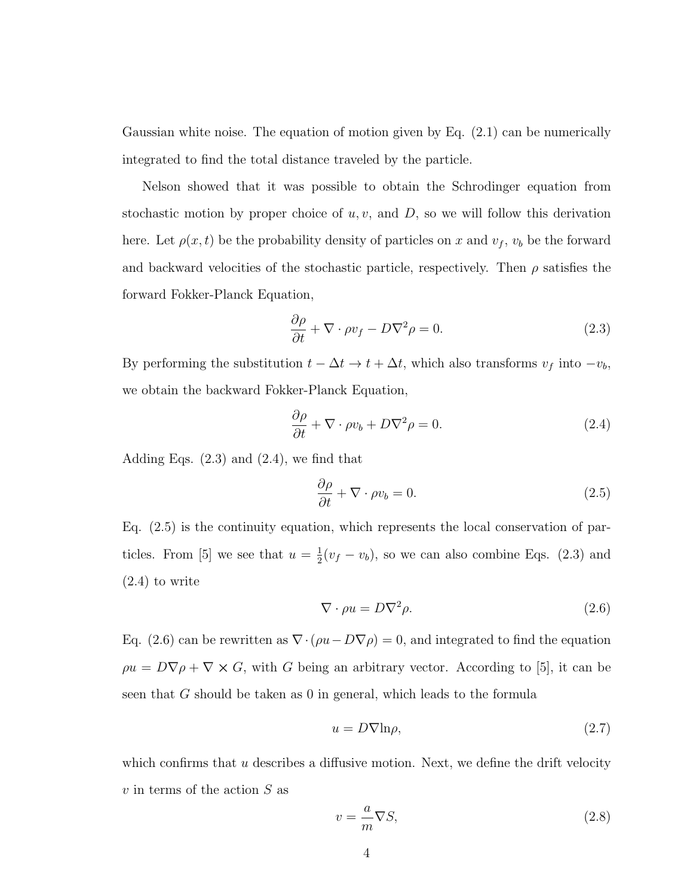Gaussian white noise. The equation of motion given by Eq. (2.1) can be numerically integrated to find the total distance traveled by the particle.

Nelson showed that it was possible to obtain the Schrodinger equation from stochastic motion by proper choice of $u, v$, and $D$, so we will follow this derivation here. Let $\rho(x,t)$ be the probability density of particles on $x$ and $v_f$, $v_b$ be the forward and backward velocities of the stochastic particle, respectively. Then $\rho$ satisfies the forward Fokker-Planck Equation,

$$\frac{\partial \rho}{\partial t} + \nabla \cdot \rho v_f - D\nabla^2 \rho = 0. \tag{2.3}$$

By performing the substitution $t - \Delta t \to t + \Delta t$, which also transforms $v_f$ into $-v_b$, we obtain the backward Fokker-Planck Equation,

$$\frac{\partial \rho}{\partial t} + \nabla \cdot \rho v_b + D\nabla^2 \rho = 0. \tag{2.4}$$

Adding Eqs. (2.3) and (2.4), we find that

$$\frac{\partial \rho}{\partial t} + \nabla \cdot \rho v_b = 0. \tag{2.5}$$

Eq. (2.5) is the continuity equation, which represents the local conservation of particles. From [5] we see that $u = \frac{1}{2}(v_f - v_b)$, so we can also combine Eqs. (2.3) and (2.4) to write

$$\nabla \cdot \rho u = D\nabla^2 \rho. \tag{2.6}$$

Eq. (2.6) can be rewritten as $\nabla \cdot (\rho u - D\nabla \rho) = 0$, and integrated to find the equation $\rho u = D\nabla \rho + \nabla \times G$, with $G$ being an arbitrary vector. According to [5], it can be seen that $G$ should be taken as 0 in general, which leads to the formula

$$u = D\nabla \ln \rho, \tag{2.7}$$

which confirms that $u$ describes a diffusive motion. Next, we define the drift velocity $v$ in terms of the action $S$ as

$$v = \frac{a}{m}\nabla S, \tag{2.8}$$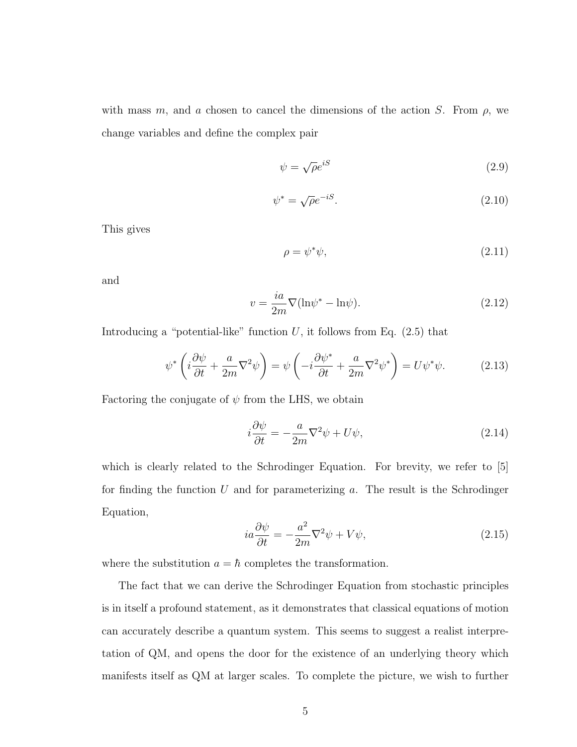with mass $m$, and $a$ chosen to cancel the dimensions of the action $S$. From $\rho$, we change variables and define the complex pair

$$\psi = \sqrt{\rho} e^{iS} \tag{2.9}$$

$$\psi^* = \sqrt{\rho} e^{-iS}. \tag{2.10}$$

This gives

$$\rho = \psi^* \psi, \tag{2.11}$$

and

$$v = \frac{ia}{2m} \nabla (\ln \psi^* - \ln \psi). \tag{2.12}$$

Introducing a "potential-like" function $U$, it follows from Eq. (2.5) that

$$\psi^* \left( i \frac{\partial \psi}{\partial t} + \frac{a}{2m} \nabla^2 \psi \right) = \psi \left( -i \frac{\partial \psi^*}{\partial t} + \frac{a}{2m} \nabla^2 \psi^* \right) = U \psi^* \psi. \tag{2.13}$$

Factoring the conjugate of $\psi$ from the LHS, we obtain

$$i \frac{\partial \psi}{\partial t} = -\frac{a}{2m} \nabla^2 \psi + U \psi, \tag{2.14}$$

which is clearly related to the Schrodinger Equation. For brevity, we refer to [5] for finding the function $U$ and for parameterizing $a$. The result is the Schrodinger Equation,

$$ia \frac{\partial \psi}{\partial t} = -\frac{a^2}{2m} \nabla^2 \psi + V \psi, \tag{2.15}$$

where the substitution $a = \hbar$ completes the transformation.

The fact that we can derive the Schrodinger Equation from stochastic principles is in itself a profound statement, as it demonstrates that classical equations of motion can accurately describe a quantum system. This seems to suggest a realist interpretation of QM, and opens the door for the existence of an underlying theory which manifests itself as QM at larger scales. To complete the picture, we wish to further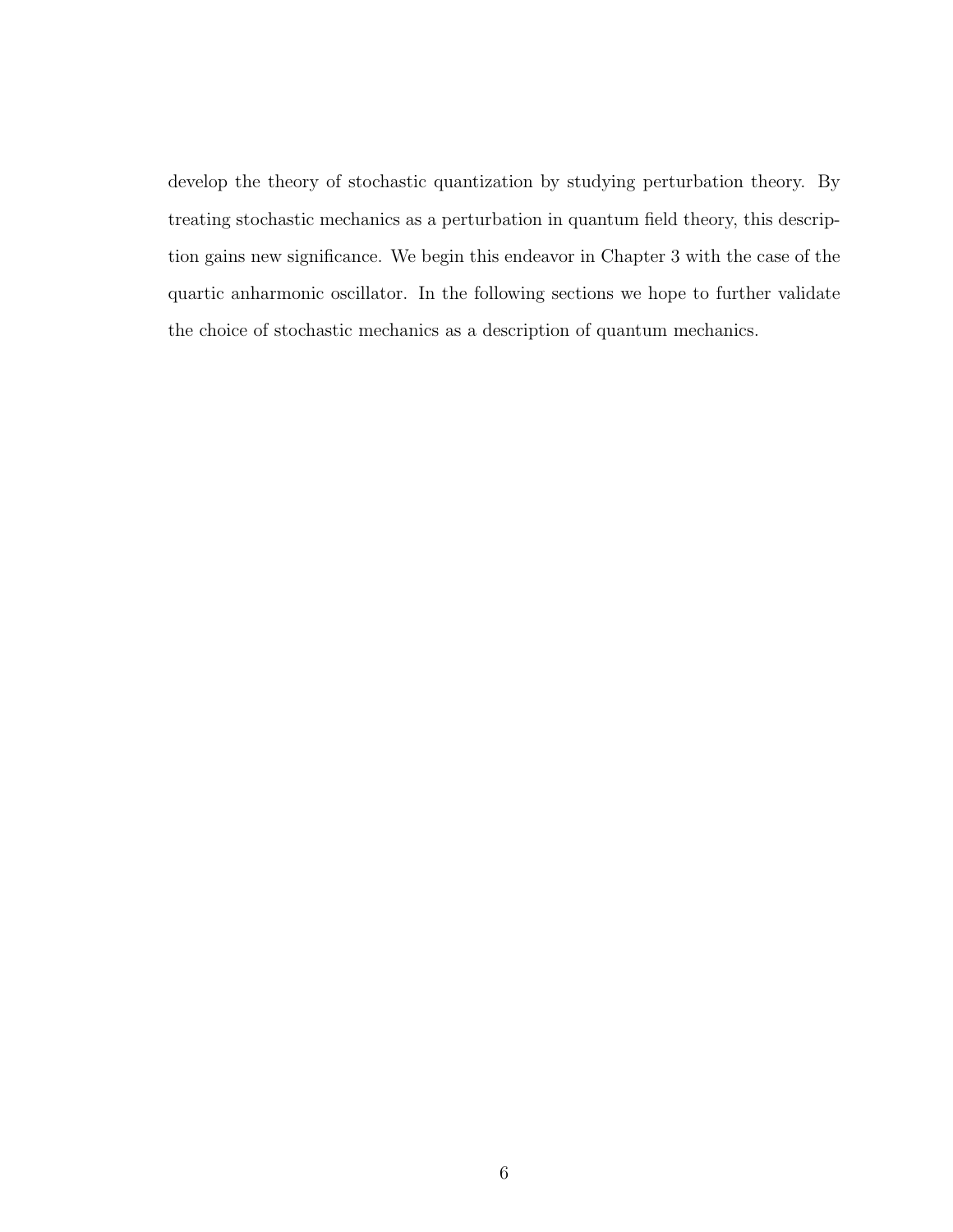develop the theory of stochastic quantization by studying perturbation theory. By treating stochastic mechanics as a perturbation in quantum field theory, this description gains new significance. We begin this endeavor in Chapter 3 with the case of the quartic anharmonic oscillator. In the following sections we hope to further validate the choice of stochastic mechanics as a description of quantum mechanics.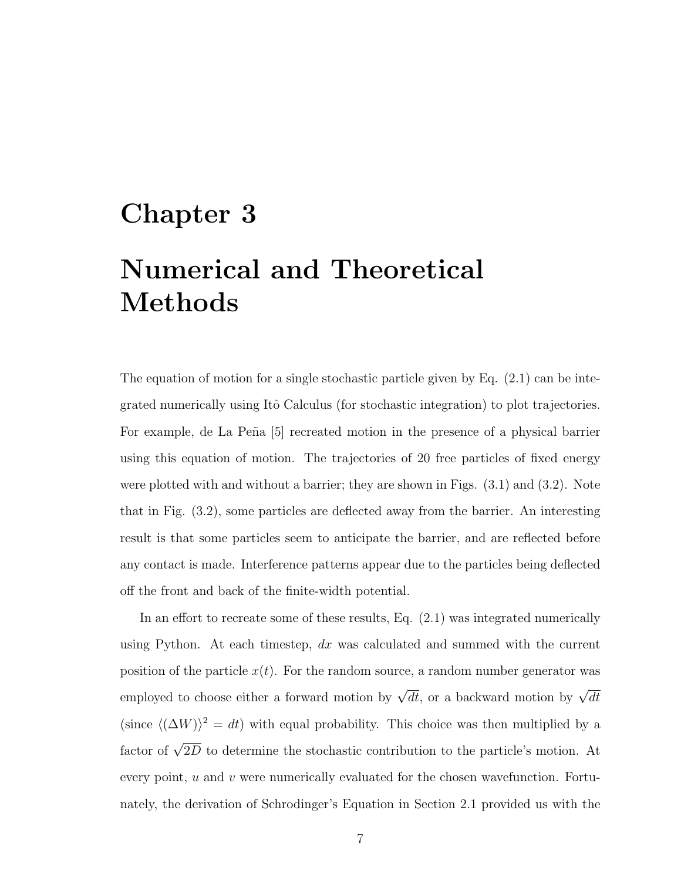# Chapter 3

# Numerical and Theoretical Methods

The equation of motion for a single stochastic particle given by Eq. (2.1) can be integrated numerically using Itô Calculus (for stochastic integration) to plot trajectories. For example, de La Peña [5] recreated motion in the presence of a physical barrier using this equation of motion. The trajectories of 20 free particles of fixed energy were plotted with and without a barrier; they are shown in Figs. (3.1) and (3.2). Note that in Fig. (3.2), some particles are deflected away from the barrier. An interesting result is that some particles seem to anticipate the barrier, and are reflected before any contact is made. Interference patterns appear due to the particles being deflected off the front and back of the finite-width potential.

In an effort to recreate some of these results, Eq. (2.1) was integrated numerically using Python. At each timestep, $dx$ was calculated and summed with the current position of the particle $x(t)$. For the random source, a random number generator was employed to choose either a forward motion by $\sqrt{dt}$, or a backward motion by $\sqrt{dt}$ (since $\langle (\Delta W) \rangle^2 = dt$) with equal probability. This choice was then multiplied by a factor of $\sqrt{2D}$ to determine the stochastic contribution to the particle's motion. At every point, $u$ and $v$ were numerically evaluated for the chosen wavefunction. Fortunately, the derivation of Schrodinger's Equation in Section 2.1 provided us with the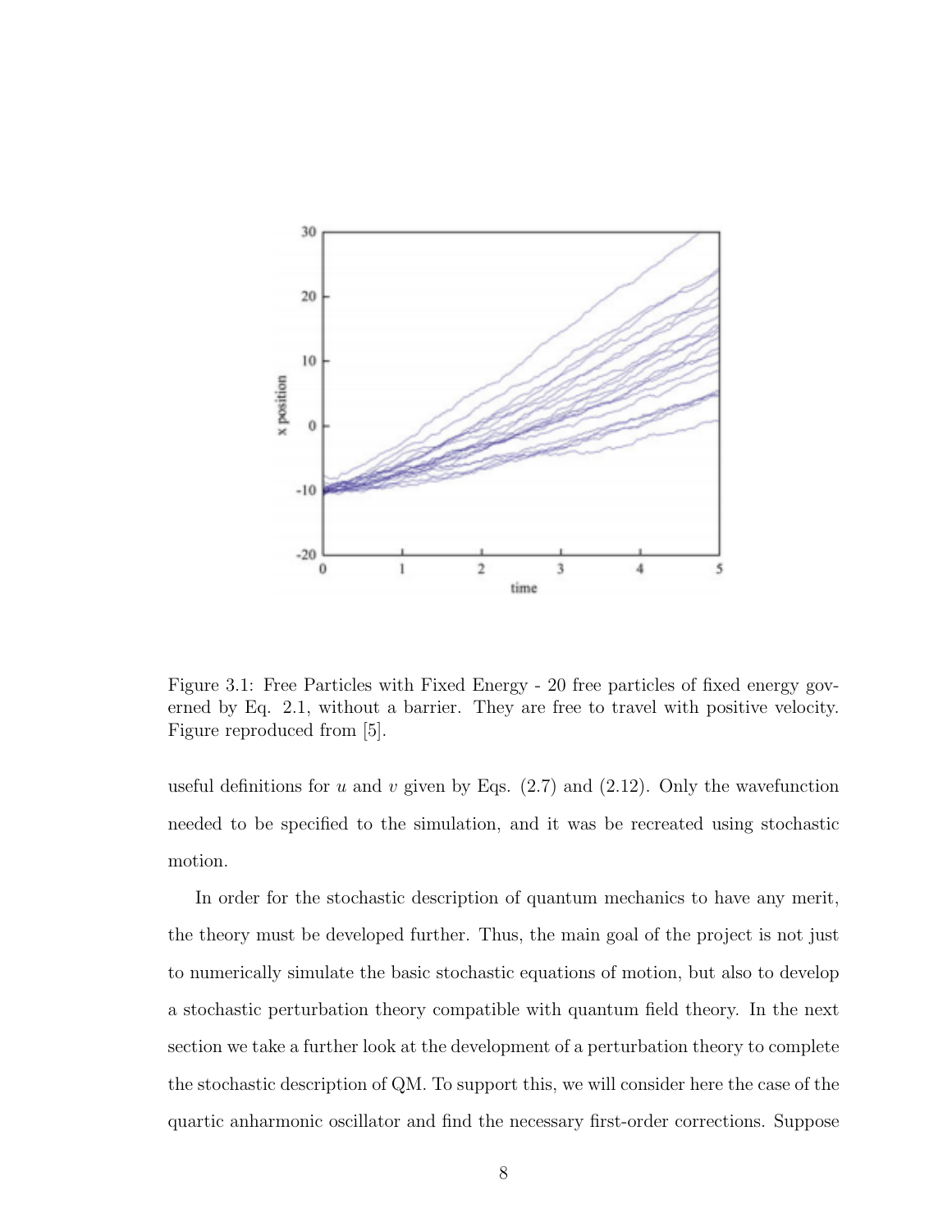Figure 3.1: Free Particles with Fixed Energy - 20 free particles of fixed energy governed by Eq. 2.1, without a barrier. They are free to travel with positive velocity. Figure reproduced from [5].

useful definitions for $u$ and $v$ given by Eqs. (2.7) and (2.12). Only the wavefunction needed to be specified to the simulation, and it was be recreated using stochastic motion.

In order for the stochastic description of quantum mechanics to have any merit, the theory must be developed further. Thus, the main goal of the project is not just to numerically simulate the basic stochastic equations of motion, but also to develop a stochastic perturbation theory compatible with quantum field theory. In the next section we take a further look at the development of a perturbation theory to complete the stochastic description of QM. To support this, we will consider here the case of the quartic anharmonic oscillator and find the necessary first-order corrections. Suppose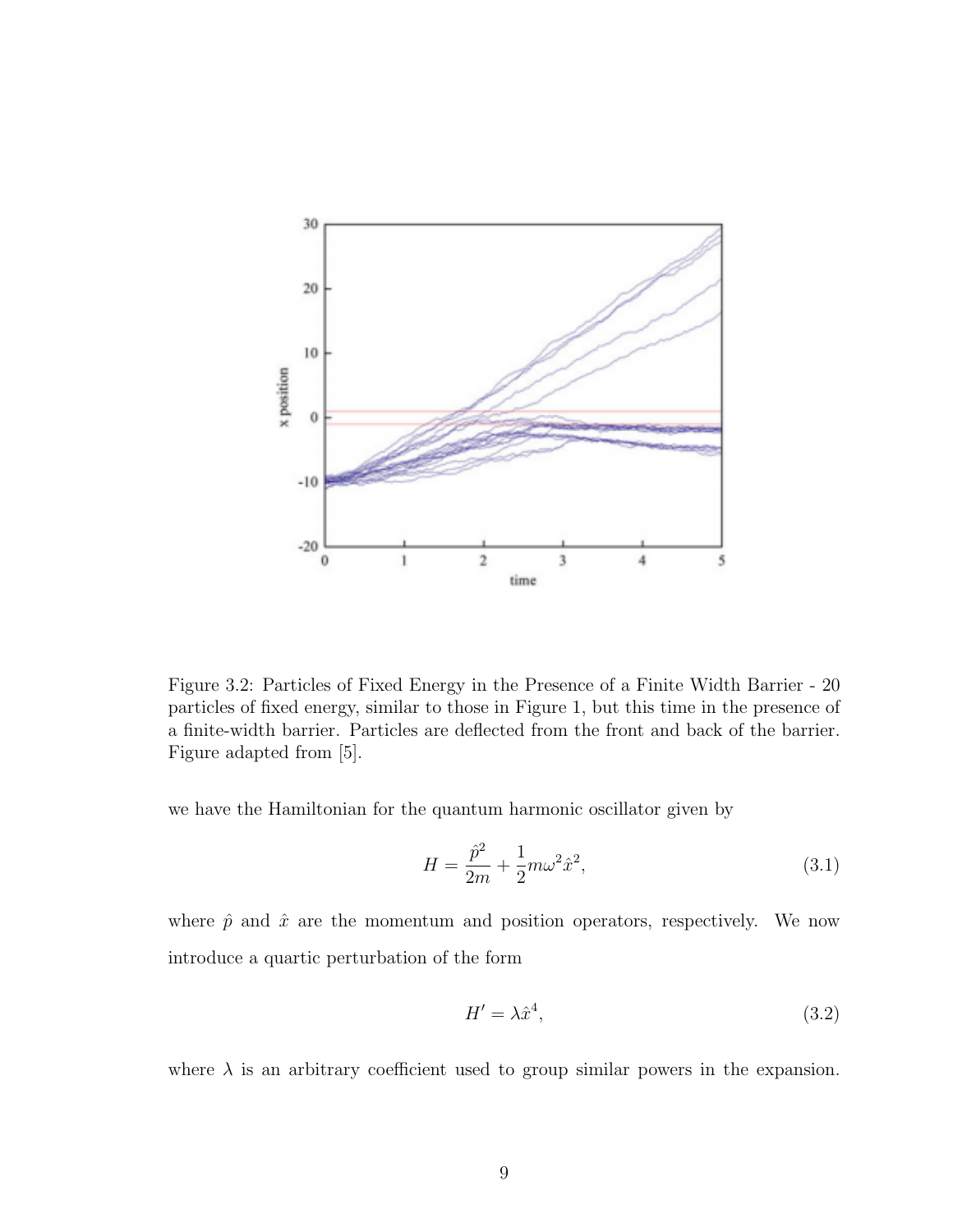Figure 3.2: Particles of Fixed Energy in the Presence of a Finite Width Barrier - 20 particles of fixed energy, similar to those in Figure 1, but this time in the presence of a finite-width barrier. Particles are deflected from the front and back of the barrier. Figure adapted from [5].

we have the Hamiltonian for the quantum harmonic oscillator given by

$$H = \frac{\hat{p}^2}{2m} + \frac{1}{2}m\omega^2\hat{x}^2, \tag{3.1}$$

where $\hat{p}$ and $\hat{x}$ are the momentum and position operators, respectively. We now introduce a quartic perturbation of the form

$$H' = \lambda\hat{x}^4, \tag{3.2}$$

where $\lambda$ is an arbitrary coefficient used to group similar powers in the expansion.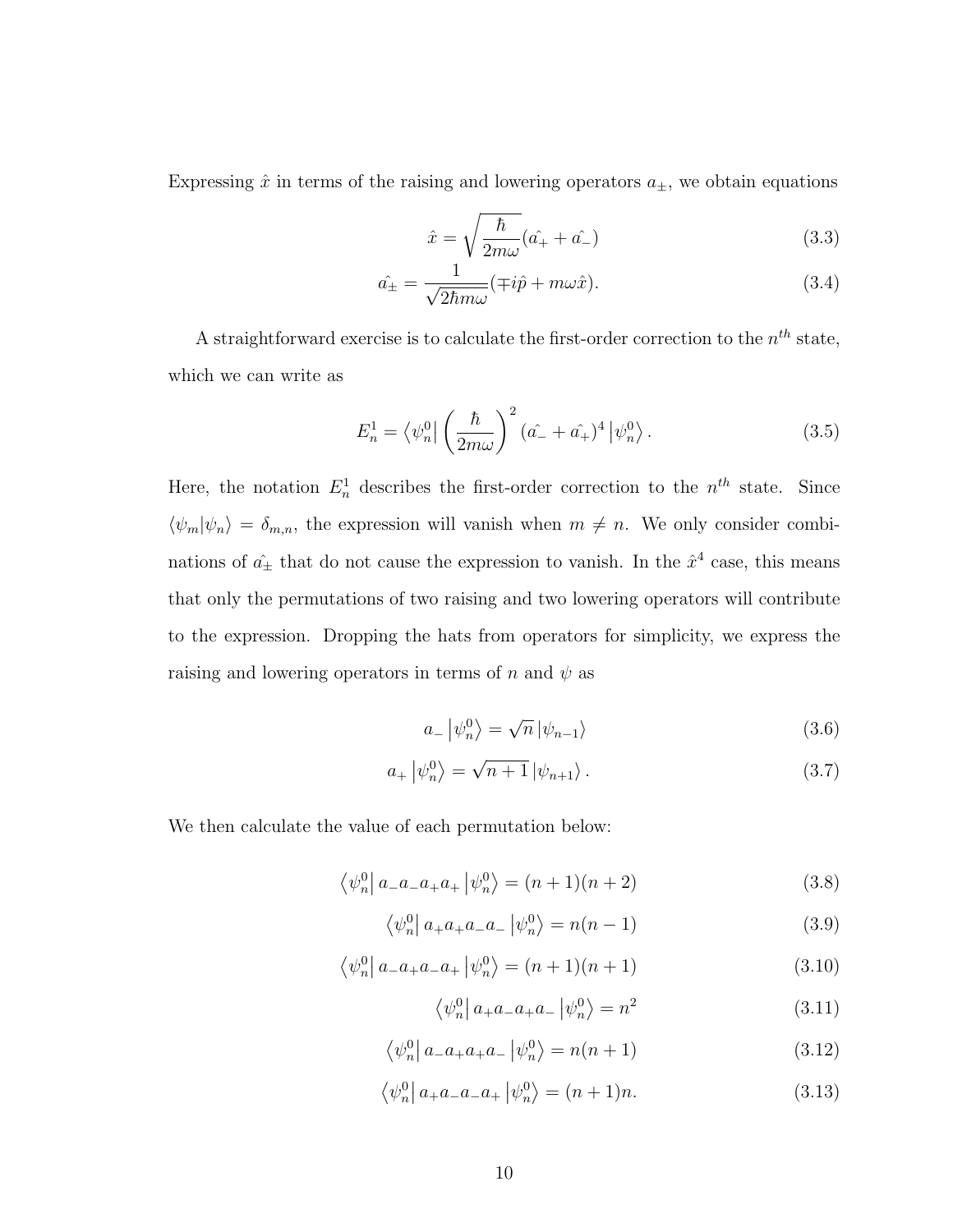Expressing $\hat{x}$ in terms of the raising and lowering operators $a_{\pm}$, we obtain equations

$$\hat{x} = \sqrt{\frac{\hbar}{2m\omega}}(\hat{a_+} + \hat{a_-}) \tag{3.3}$$

$$\hat{a_\pm} = \frac{1}{\sqrt{2\hbar m\omega}}(\mp i\hat{p} + m\omega\hat{x}). \tag{3.4}$$

A straightforward exercise is to calculate the first-order correction to the $n^{th}$ state, which we can write as

$$E_n^1 = \left\langle \psi_n^0 \right| \left(\frac{\hbar}{2m\omega}\right)^2 (\hat{a_-} + \hat{a_+})^4 \left| \psi_n^0 \right\rangle. \tag{3.5}$$

Here, the notation $E_n^1$ describes the first-order correction to the $n^{th}$ state. Since $\langle \psi_m | \psi_n \rangle = \delta_{m,n}$, the expression will vanish when $m \neq n$. We only consider combinations of $\hat{a_\pm}$ that do not cause the expression to vanish. In the $\hat{x}^4$ case, this means that only the permutations of two raising and two lowering operators will contribute to the expression. Dropping the hats from operators for simplicity, we express the raising and lowering operators in terms of $n$ and $\psi$ as

$$a_- \left| \psi_n^0 \right\rangle = \sqrt{n} \left| \psi_{n-1} \right\rangle \tag{3.6}$$

$$a_+ \left| \psi_n^0 \right\rangle = \sqrt{n+1} \left| \psi_{n+1} \right\rangle. \tag{3.7}$$

We then calculate the value of each permutation below:

$$\left\langle \psi_n^0 \right| a_- a_- a_+ a_+ \left| \psi_n^0 \right\rangle = (n+1)(n+2) \tag{3.8}$$

$$\left\langle \psi_n^0 \right| a_+ a_+ a_- a_- \left| \psi_n^0 \right\rangle = n(n-1) \tag{3.9}$$

$$\left\langle \psi_n^0 \right| a_- a_+ a_- a_+ \left| \psi_n^0 \right\rangle = (n+1)(n+1) \tag{3.10}$$

$$\left\langle \psi_n^0 \right| a_+ a_- a_+ a_- \left| \psi_n^0 \right\rangle = n^2 \tag{3.11}$$

$$\left\langle \psi_n^0 \right| a_- a_+ a_+ a_- \left| \psi_n^0 \right\rangle = n(n+1) \tag{3.12}$$

$$\left\langle \psi_n^0 \right| a_+ a_- a_- a_+ \left| \psi_n^0 \right\rangle = (n+1)n. \tag{3.13}$$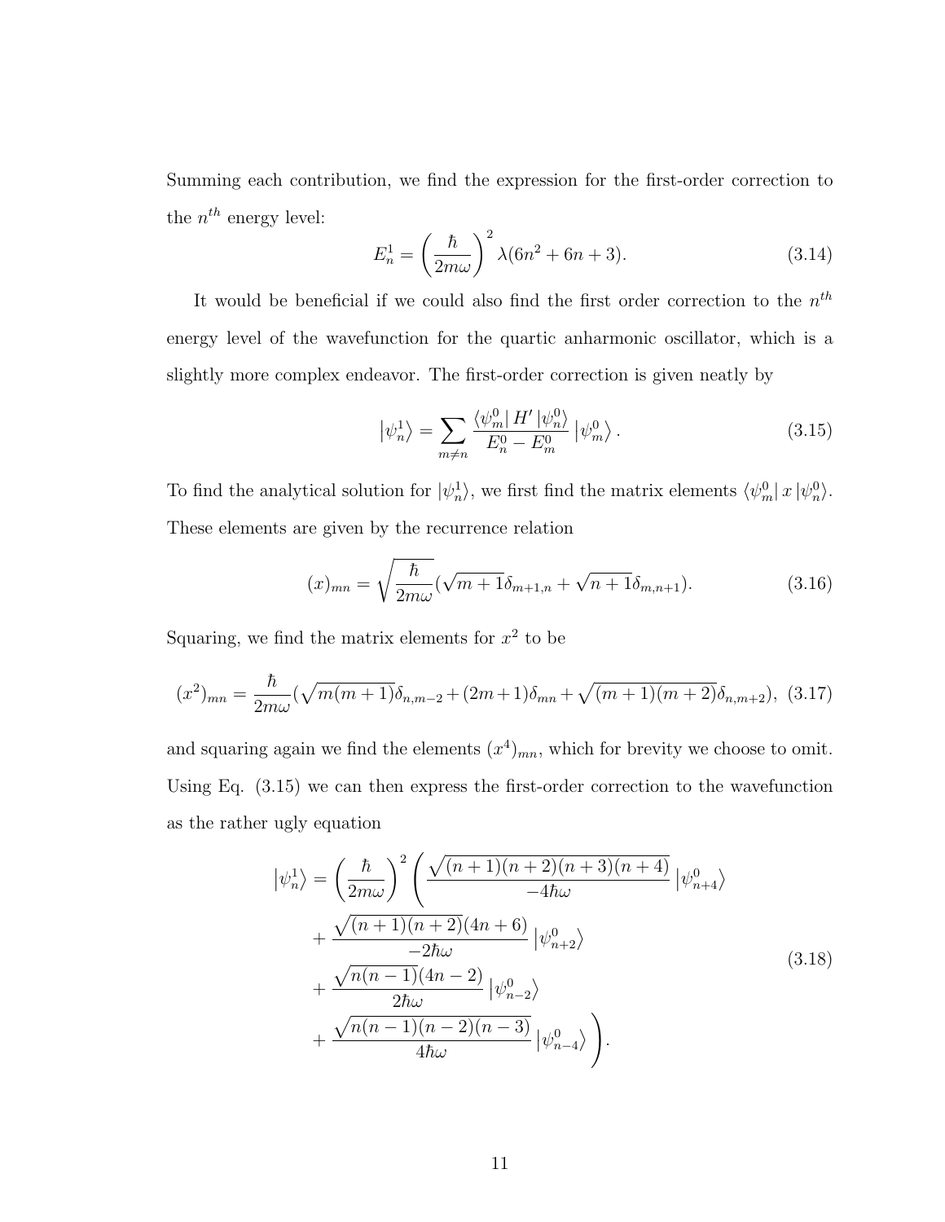Summing each contribution, we find the expression for the first-order correction to the $n^{th}$ energy level:

$$E_n^1 = \left(\frac{\hbar}{2m\omega}\right)^2 \lambda(6n^2 + 6n + 3). \tag{3.14}$$

It would be beneficial if we could also find the first order correction to the $n^{th}$ energy level of the wavefunction for the quartic anharmonic oscillator, which is a slightly more complex endeavor. The first-order correction is given neatly by

$$\left|\psi_n^1\right\rangle = \sum_{m \neq n} \frac{\langle\psi_m^0| H' |\psi_n^0\rangle}{E_n^0 - E_m^0} \left|\psi_m^0\right\rangle. \tag{3.15}$$

To find the analytical solution for $|\psi_n^1\rangle$, we first find the matrix elements $\langle\psi_m^0| x |\psi_n^0\rangle$. These elements are given by the recurrence relation

$$(x)_{mn} = \sqrt{\frac{\hbar}{2m\omega}}(\sqrt{m+1}\delta_{m+1,n} + \sqrt{n+1}\delta_{m,n+1}). \tag{3.16}$$

Squaring, we find the matrix elements for $x^2$ to be

$$(x^2)_{mn} = \frac{\hbar}{2m\omega}(\sqrt{m(m+1)}\delta_{n,m-2} + (2m+1)\delta_{mn} + \sqrt{(m+1)(m+2)}\delta_{n,m+2}), \tag{3.17}$$

and squaring again we find the elements $(x^4)_{mn}$, which for brevity we choose to omit. Using Eq. (3.15) we can then express the first-order correction to the wavefunction as the rather ugly equation

$$\begin{aligned}
\left|\psi_n^1\right\rangle = \left(\frac{\hbar}{2m\omega}\right)^2 \Bigg( &\frac{\sqrt{(n+1)(n+2)(n+3)(n+4)}}{-4\hbar\omega} \left|\psi_{n+4}^0\right\rangle \\
&+ \frac{\sqrt{(n+1)(n+2)}(4n+6)}{-2\hbar\omega} \left|\psi_{n+2}^0\right\rangle \\
&+ \frac{\sqrt{n(n-1)}(4n-2)}{2\hbar\omega} \left|\psi_{n-2}^0\right\rangle \\
&+ \frac{\sqrt{n(n-1)(n-2)(n-3)}}{4\hbar\omega} \left|\psi_{n-4}^0\right\rangle \Bigg).
\end{aligned} \tag{3.18}$$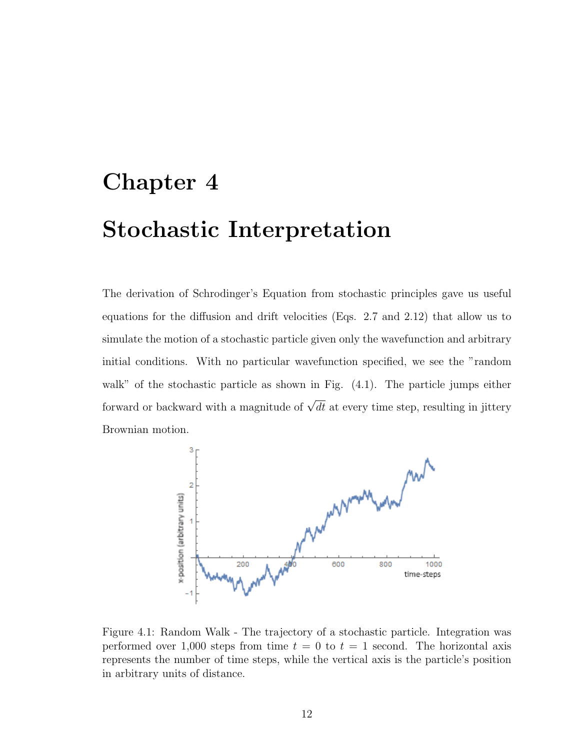# Chapter 4

# Stochastic Interpretation

The derivation of Schrodinger's Equation from stochastic principles gave us useful equations for the diffusion and drift velocities (Eqs. 2.7 and 2.12) that allow us to simulate the motion of a stochastic particle given only the wavefunction and arbitrary initial conditions. With no particular wavefunction specified, we see the "random walk" of the stochastic particle as shown in Fig. (4.1). The particle jumps either forward or backward with a magnitude of $\sqrt{dt}$ at every time step, resulting in jittery Brownian motion.

Figure 4.1: Random Walk - The trajectory of a stochastic particle. Integration was performed over 1,000 steps from time $t = 0$ to $t = 1$ second. The horizontal axis represents the number of time steps, while the vertical axis is the particle's position in arbitrary units of distance.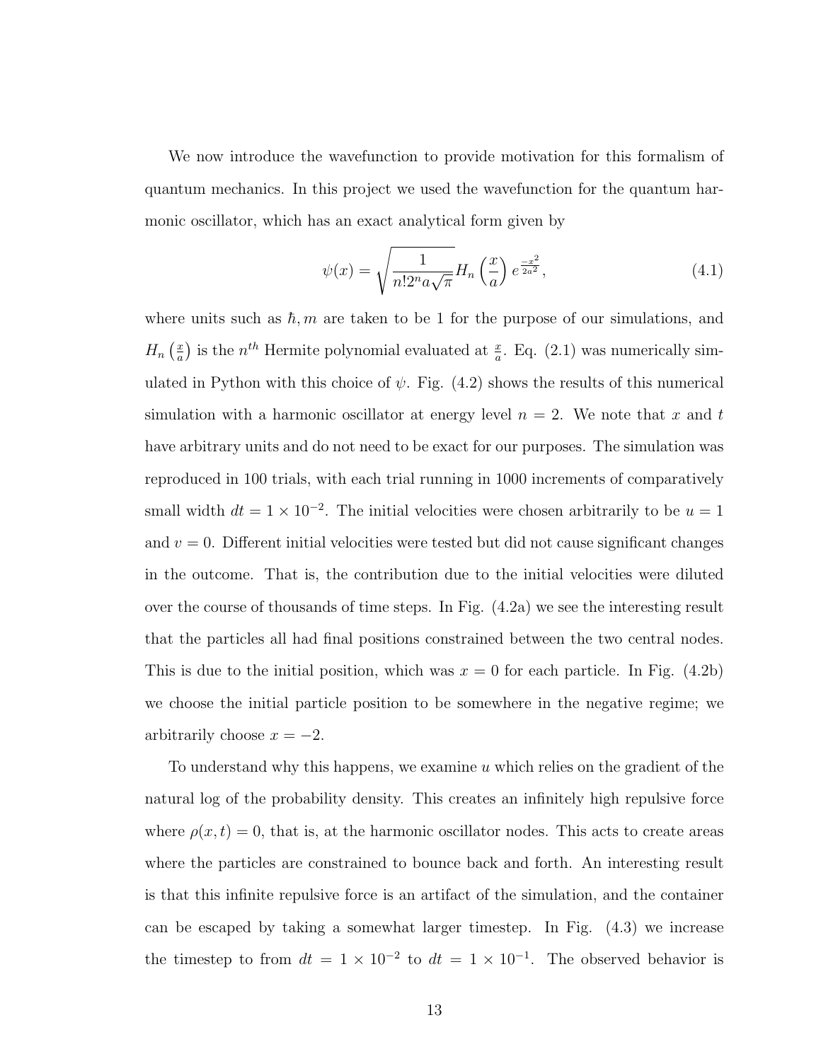We now introduce the wavefunction to provide motivation for this formalism of quantum mechanics. In this project we used the wavefunction for the quantum harmonic oscillator, which has an exact analytical form given by

$$\psi(x) = \sqrt{\frac{1}{n! 2^n a \sqrt{\pi}}} H_n\left(\frac{x}{a}\right) e^{\frac{-x^2}{2a^2}}, \tag{4.1}$$

where units such as $\hbar, m$ are taken to be 1 for the purpose of our simulations, and $H_n\left(\frac{x}{a}\right)$ is the $n^{th}$ Hermite polynomial evaluated at $\frac{x}{a}$. Eq. (2.1) was numerically simulated in Python with this choice of $\psi$. Fig. (4.2) shows the results of this numerical simulation with a harmonic oscillator at energy level $n = 2$. We note that $x$ and $t$ have arbitrary units and do not need to be exact for our purposes. The simulation was reproduced in 100 trials, with each trial running in 1000 increments of comparatively small width $dt = 1 \times 10^{-2}$. The initial velocities were chosen arbitrarily to be $u = 1$ and $v = 0$. Different initial velocities were tested but did not cause significant changes in the outcome. That is, the contribution due to the initial velocities were diluted over the course of thousands of time steps. In Fig. (4.2a) we see the interesting result that the particles all had final positions constrained between the two central nodes. This is due to the initial position, which was $x = 0$ for each particle. In Fig. (4.2b) we choose the initial particle position to be somewhere in the negative regime; we arbitrarily choose $x = -2$.

To understand why this happens, we examine $u$ which relies on the gradient of the natural log of the probability density. This creates an infinitely high repulsive force where $\rho(x, t) = 0$, that is, at the harmonic oscillator nodes. This acts to create areas where the particles are constrained to bounce back and forth. An interesting result is that this infinite repulsive force is an artifact of the simulation, and the container can be escaped by taking a somewhat larger timestep. In Fig. (4.3) we increase the timestep to from $dt = 1 \times 10^{-2}$ to $dt = 1 \times 10^{-1}$. The observed behavior is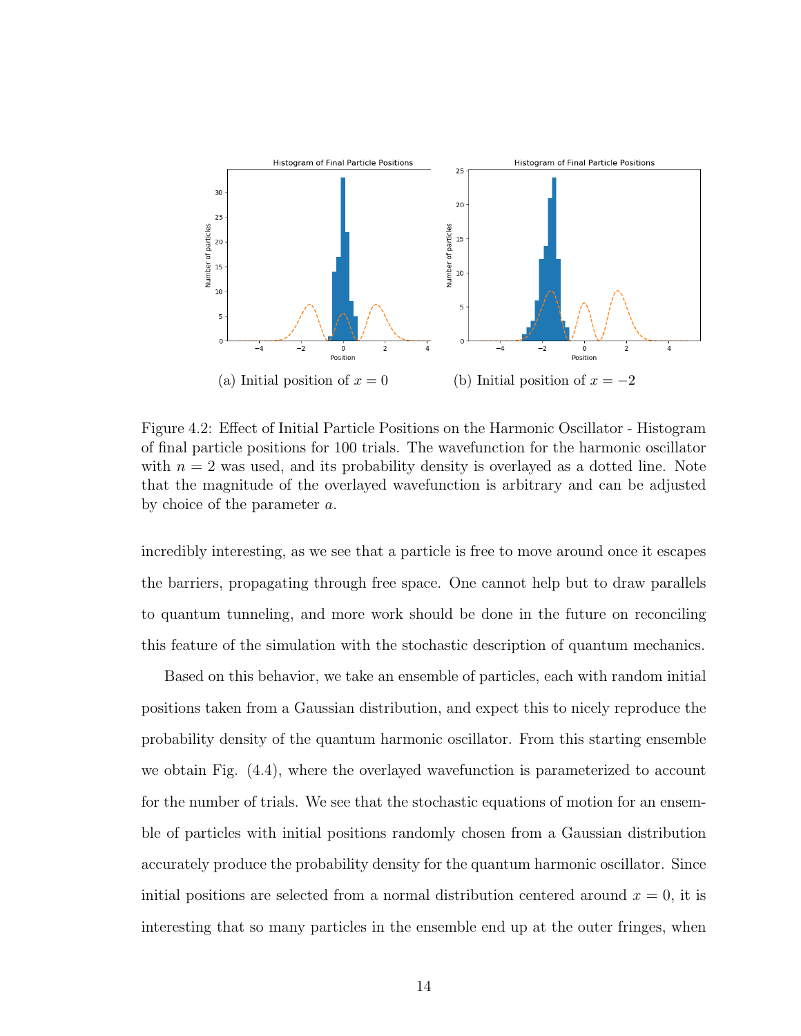(a) Initial position of $x = 0$

(b) Initial position of $x = -2$

Figure 4.2: Effect of Initial Particle Positions on the Harmonic Oscillator - Histogram of final particle positions for 100 trials. The wavefunction for the harmonic oscillator with $n = 2$ was used, and its probability density is overlayed as a dotted line. Note that the magnitude of the overlayed wavefunction is arbitrary and can be adjusted by choice of the parameter $a$.

incredibly interesting, as we see that a particle is free to move around once it escapes the barriers, propagating through free space. One cannot help but to draw parallels to quantum tunneling, and more work should be done in the future on reconciling this feature of the simulation with the stochastic description of quantum mechanics.

Based on this behavior, we take an ensemble of particles, each with random initial positions taken from a Gaussian distribution, and expect this to nicely reproduce the probability density of the quantum harmonic oscillator. From this starting ensemble we obtain Fig. (4.4), where the overlayed wavefunction is parameterized to account for the number of trials. We see that the stochastic equations of motion for an ensemble of particles with initial positions randomly chosen from a Gaussian distribution accurately produce the probability density for the quantum harmonic oscillator. Since initial positions are selected from a normal distribution centered around $x = 0$, it is interesting that so many particles in the ensemble end up at the outer fringes, when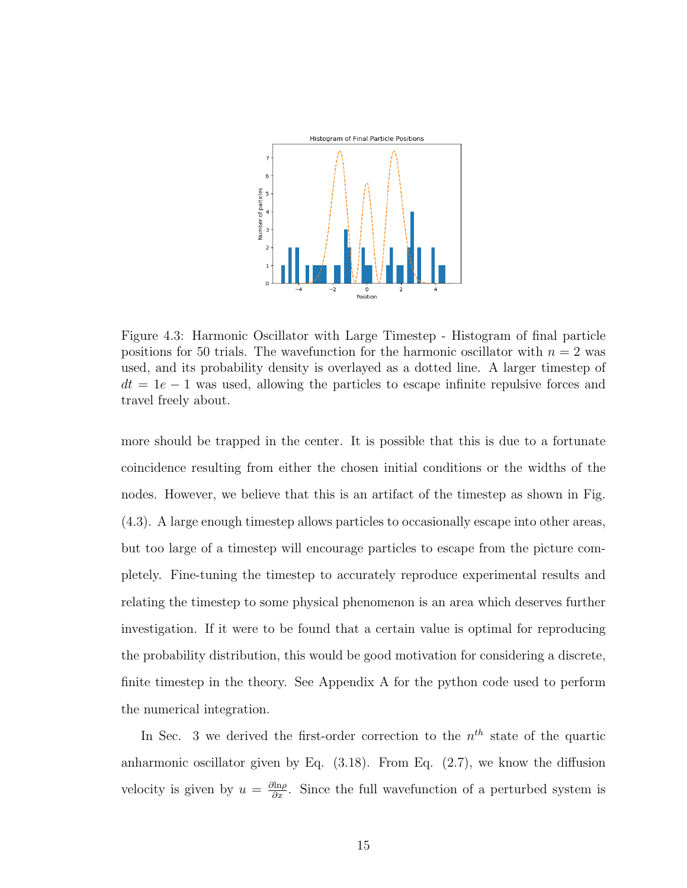Figure 4.3: Harmonic Oscillator with Large Timestep - Histogram of final particle positions for 50 trials. The wavefunction for the harmonic oscillator with $n = 2$ was used, and its probability density is overlayed as a dotted line. A larger timestep of $dt = 1e-1$ was used, allowing the particles to escape infinite repulsive forces and travel freely about.

more should be trapped in the center. It is possible that this is due to a fortunate coincidence resulting from either the chosen initial conditions or the widths of the nodes. However, we believe that this is an artifact of the timestep as shown in Fig. (4.3). A large enough timestep allows particles to occasionally escape into other areas, but too large of a timestep will encourage particles to escape from the picture completely. Fine-tuning the timestep to accurately reproduce experimental results and relating the timestep to some physical phenomenon is an area which deserves further investigation. If it were to be found that a certain value is optimal for reproducing the probability distribution, this would be good motivation for considering a discrete, finite timestep in the theory. See Appendix A for the python code used to perform the numerical integration.

In Sec. 3 we derived the first-order correction to the $n^{th}$ state of the quartic anharmonic oscillator given by Eq. (3.18). From Eq. (2.7), we know the diffusion velocity is given by $u = \frac{\partial \ln \rho}{\partial x}$. Since the full wavefunction of a perturbed system is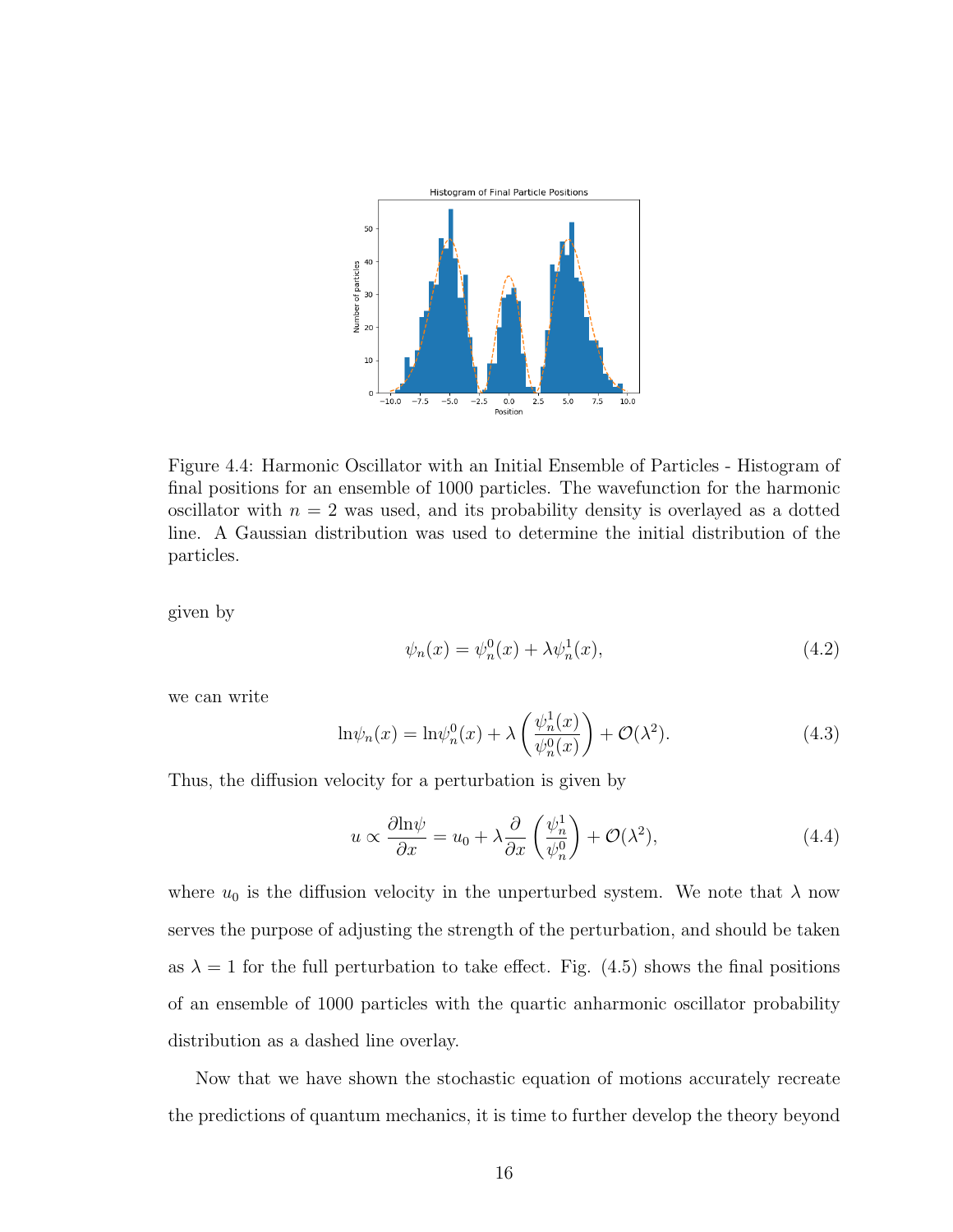Figure 4.4: Harmonic Oscillator with an Initial Ensemble of Particles - Histogram of final positions for an ensemble of 1000 particles. The wavefunction for the harmonic oscillator with $n = 2$ was used, and its probability density is overlayed as a dotted line. A Gaussian distribution was used to determine the initial distribution of the particles.

given by

$$\psi_n(x) = \psi_n^0(x) + \lambda\psi_n^1(x), \tag{4.2}$$

we can write

$$\ln\psi_n(x) = \ln\psi_n^0(x) + \lambda\left(\frac{\psi_n^1(x)}{\psi_n^0(x)}\right) + \mathcal{O}(\lambda^2). \tag{4.3}$$

Thus, the diffusion velocity for a perturbation is given by

$$u \propto \frac{\partial \ln\psi}{\partial x} = u_0 + \lambda\frac{\partial}{\partial x}\left(\frac{\psi_n^1}{\psi_n^0}\right) + \mathcal{O}(\lambda^2), \tag{4.4}$$

where $u_0$ is the diffusion velocity in the unperturbed system. We note that $\lambda$ now serves the purpose of adjusting the strength of the perturbation, and should be taken as $\lambda = 1$ for the full perturbation to take effect. Fig. (4.5) shows the final positions of an ensemble of 1000 particles with the quartic anharmonic oscillator probability distribution as a dashed line overlay.

Now that we have shown the stochastic equation of motions accurately recreate the predictions of quantum mechanics, it is time to further develop the theory beyond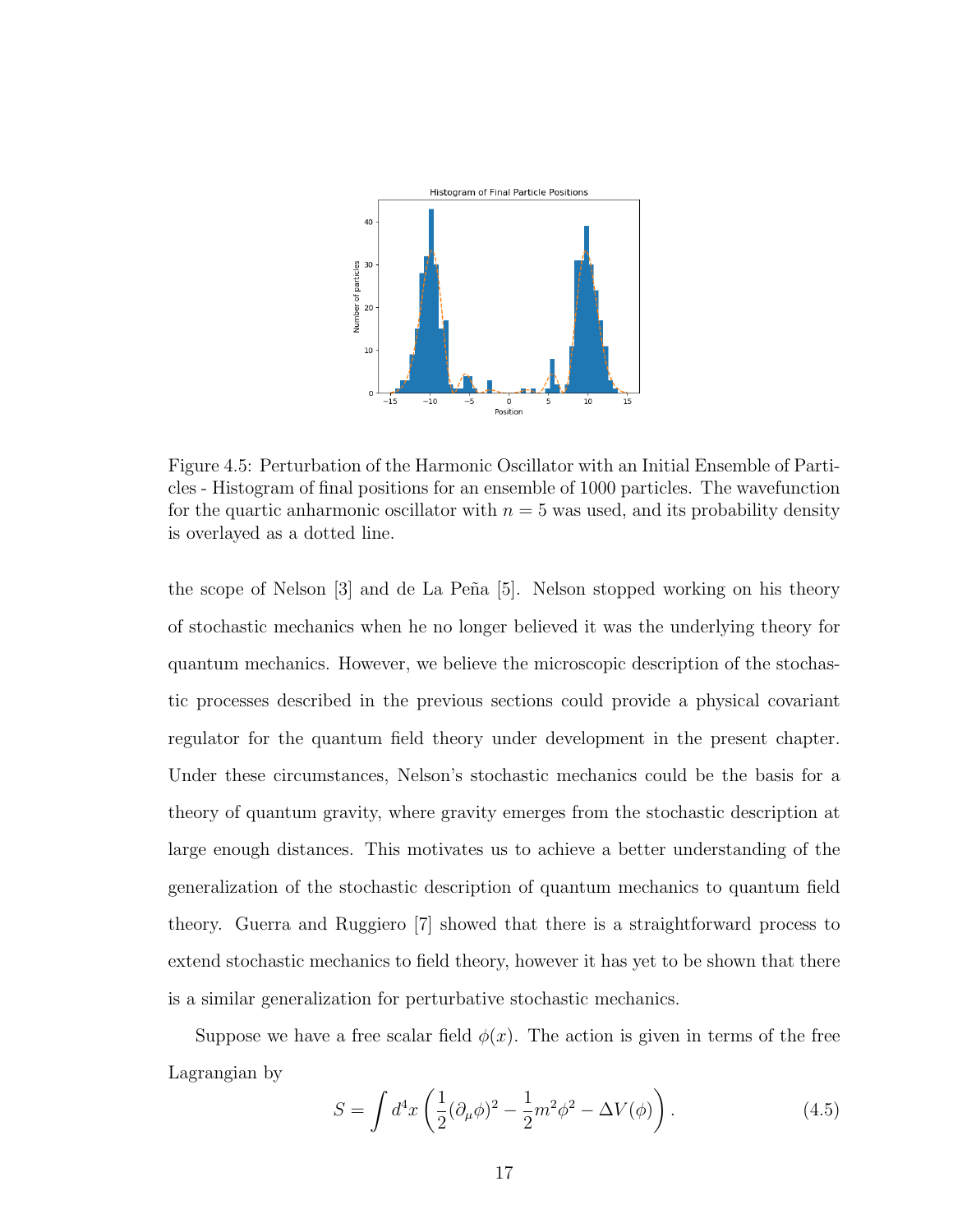Figure 4.5: Perturbation of the Harmonic Oscillator with an Initial Ensemble of Particles - Histogram of final positions for an ensemble of 1000 particles. The wavefunction for the quartic anharmonic oscillator with $n = 5$ was used, and its probability density is overlayed as a dotted line.

the scope of Nelson [3] and de La Peña [5]. Nelson stopped working on his theory of stochastic mechanics when he no longer believed it was the underlying theory for quantum mechanics. However, we believe the microscopic description of the stochastic processes described in the previous sections could provide a physical covariant regulator for the quantum field theory under development in the present chapter. Under these circumstances, Nelson's stochastic mechanics could be the basis for a theory of quantum gravity, where gravity emerges from the stochastic description at large enough distances. This motivates us to achieve a better understanding of the generalization of the stochastic description of quantum mechanics to quantum field theory. Guerra and Ruggiero [7] showed that there is a straightforward process to extend stochastic mechanics to field theory, however it has yet to be shown that there is a similar generalization for perturbative stochastic mechanics.

Suppose we have a free scalar field $\phi(x)$. The action is given in terms of the free Lagrangian by

$$S = \int d^4x \left( \frac{1}{2}(\partial_\mu \phi)^2 - \frac{1}{2}m^2\phi^2 - \Delta V(\phi) \right). \tag{4.5}$$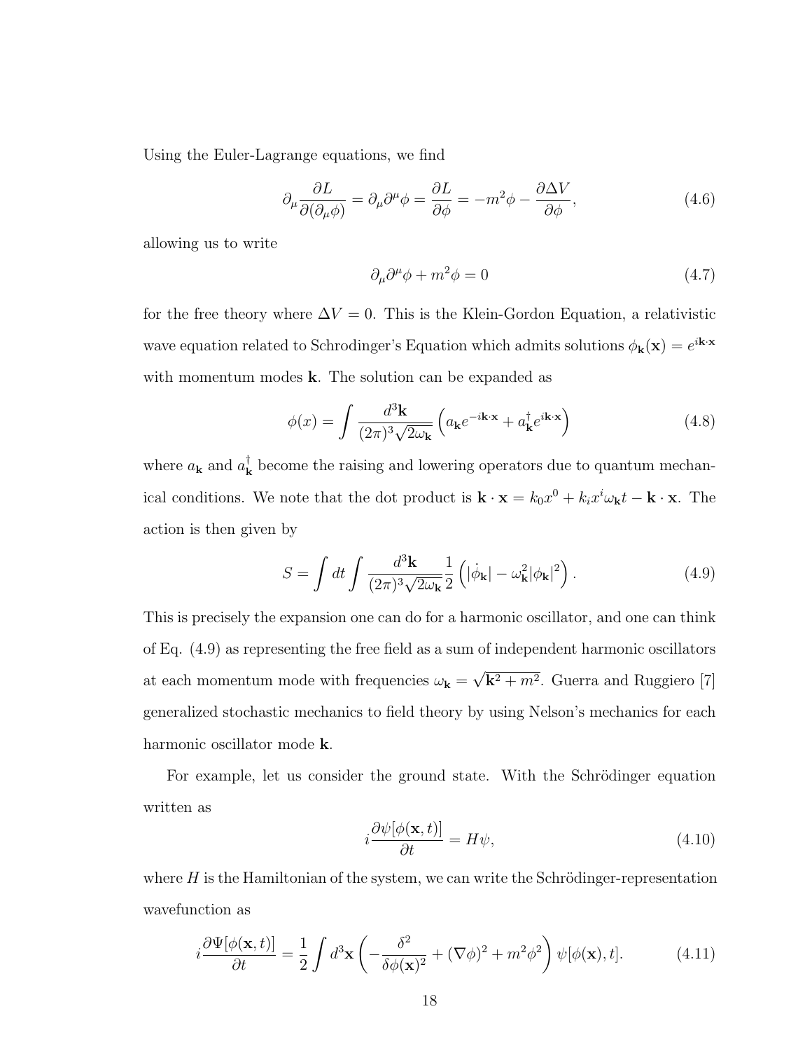Using the Euler-Lagrange equations, we find

$$\partial_\mu \frac{\partial L}{\partial(\partial_\mu \phi)} = \partial_\mu \partial^\mu \phi = \frac{\partial L}{\partial \phi} = -m^2\phi - \frac{\partial \Delta V}{\partial \phi}, \tag{4.6}$$

allowing us to write

$$\partial_\mu \partial^\mu \phi + m^2 \phi = 0 \tag{4.7}$$

for the free theory where $\Delta V = 0$. This is the Klein-Gordon Equation, a relativistic wave equation related to Schrodinger's Equation which admits solutions $\phi_{\mathbf{k}}(\mathbf{x}) = e^{i\mathbf{k}\cdot\mathbf{x}}$ with momentum modes $\mathbf{k}$. The solution can be expanded as

$$\phi(x) = \int \frac{d^3\mathbf{k}}{(2\pi)^3\sqrt{2\omega_{\mathbf{k}}}} \left( a_{\mathbf{k}} e^{-i\mathbf{k}\cdot\mathbf{x}} + a_{\mathbf{k}}^\dagger e^{i\mathbf{k}\cdot\mathbf{x}} \right) \tag{4.8}$$

where $a_{\mathbf{k}}$ and $a_{\mathbf{k}}^\dagger$ become the raising and lowering operators due to quantum mechanical conditions. We note that the dot product is $\mathbf{k}\cdot\mathbf{x} = k_0 x^0 + k_i x^i \omega_{\mathbf{k}} t - \mathbf{k}\cdot\mathbf{x}$. The action is then given by

$$S = \int dt \int \frac{d^3\mathbf{k}}{(2\pi)^3\sqrt{2\omega_{\mathbf{k}}}} \frac{1}{2} \left( |\dot{\phi}_{\mathbf{k}}| - \omega_{\mathbf{k}}^2 |\phi_{\mathbf{k}}|^2 \right). \tag{4.9}$$

This is precisely the expansion one can do for a harmonic oscillator, and one can think of Eq. (4.9) as representing the free field as a sum of independent harmonic oscillators at each momentum mode with frequencies $\omega_{\mathbf{k}} = \sqrt{\mathbf{k}^2 + m^2}$. Guerra and Ruggiero [7] generalized stochastic mechanics to field theory by using Nelson's mechanics for each harmonic oscillator mode $\mathbf{k}$.

For example, let us consider the ground state. With the Schrödinger equation written as

$$i\frac{\partial \psi[\phi(\mathbf{x}, t)]}{\partial t} = H\psi, \tag{4.10}$$

where $H$ is the Hamiltonian of the system, we can write the Schrödinger-representation wavefunction as

$$i\frac{\partial \Psi[\phi(\mathbf{x}, t)]}{\partial t} = \frac{1}{2}\int d^3\mathbf{x} \left( -\frac{\delta^2}{\delta\phi(\mathbf{x})^2} + (\nabla\phi)^2 + m^2\phi^2 \right) \psi[\phi(\mathbf{x}), t]. \tag{4.11}$$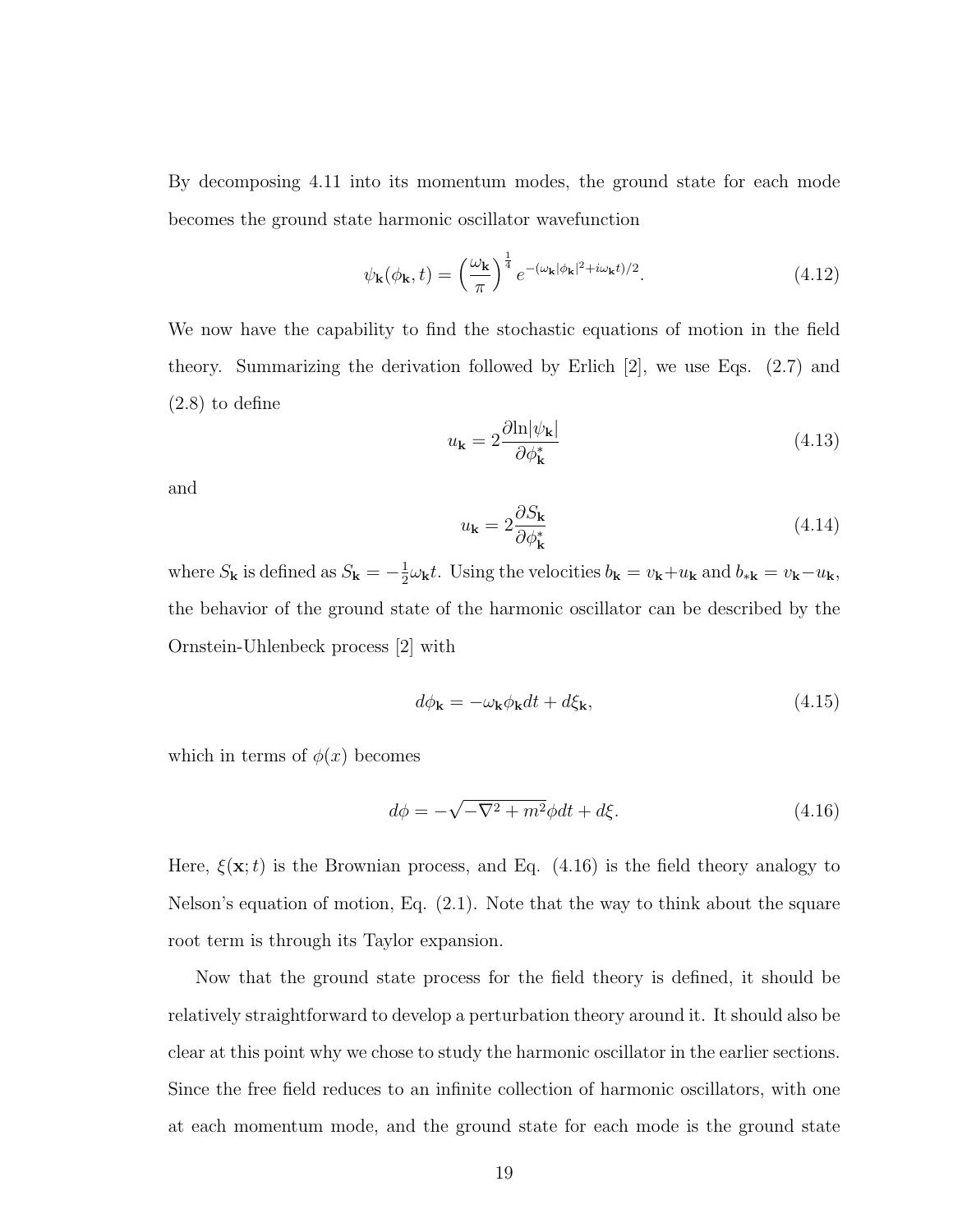By decomposing 4.11 into its momentum modes, the ground state for each mode becomes the ground state harmonic oscillator wavefunction

$$\psi_{\mathbf{k}}(\phi_{\mathbf{k}}, t) = \left(\frac{\omega_{\mathbf{k}}}{\pi}\right)^{\frac{1}{4}} e^{-(\omega_{\mathbf{k}}|\phi_{\mathbf{k}}|^2 + i\omega_{\mathbf{k}}t)/2}. \tag{4.12}$$

We now have the capability to find the stochastic equations of motion in the field theory. Summarizing the derivation followed by Erlich [2], we use Eqs. (2.7) and (2.8) to define

$$u_{\mathbf{k}} = 2\frac{\partial \ln|\psi_{\mathbf{k}}|}{\partial \phi^*_{\mathbf{k}}} \tag{4.13}$$

and

$$u_{\mathbf{k}} = 2\frac{\partial S_{\mathbf{k}}}{\partial \phi^*_{\mathbf{k}}} \tag{4.14}$$

where $S_{\mathbf{k}}$ is defined as $S_{\mathbf{k}} = -\frac{1}{2}\omega_{\mathbf{k}}t$. Using the velocities $b_{\mathbf{k}} = v_{\mathbf{k}} + u_{\mathbf{k}}$ and $b_{*\mathbf{k}} = v_{\mathbf{k}} - u_{\mathbf{k}}$, the behavior of the ground state of the harmonic oscillator can be described by the Ornstein-Uhlenbeck process [2] with

$$d\phi_{\mathbf{k}} = -\omega_{\mathbf{k}}\phi_{\mathbf{k}}dt + d\xi_{\mathbf{k}}, \tag{4.15}$$

which in terms of $\phi(x)$ becomes

$$d\phi = -\sqrt{-\nabla^2 + m^2}\phi dt + d\xi. \tag{4.16}$$

Here, $\xi(\mathbf{x}; t)$ is the Brownian process, and Eq. (4.16) is the field theory analogy to Nelson's equation of motion, Eq. (2.1). Note that the way to think about the square root term is through its Taylor expansion.

Now that the ground state process for the field theory is defined, it should be relatively straightforward to develop a perturbation theory around it. It should also be clear at this point why we chose to study the harmonic oscillator in the earlier sections. Since the free field reduces to an infinite collection of harmonic oscillators, with one at each momentum mode, and the ground state for each mode is the ground state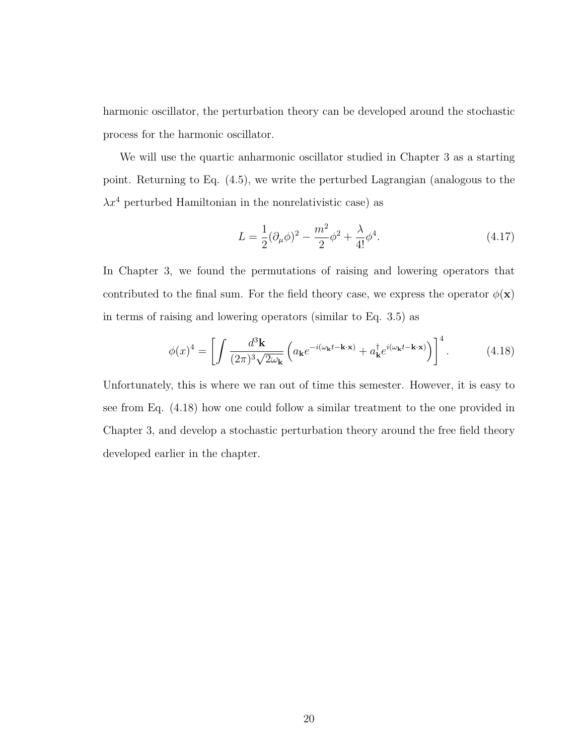harmonic oscillator, the perturbation theory can be developed around the stochastic process for the harmonic oscillator.

We will use the quartic anharmonic oscillator studied in Chapter 3 as a starting point. Returning to Eq. (4.5), we write the perturbed Lagrangian (analogous to the $\lambda x^4$ perturbed Hamiltonian in the nonrelativistic case) as

$$L = \frac{1}{2}(\partial_\mu \phi)^2 - \frac{m^2}{2}\phi^2 + \frac{\lambda}{4!}\phi^4. \tag{4.17}$$

In Chapter 3, we found the permutations of raising and lowering operators that contributed to the final sum. For the field theory case, we express the operator $\phi(\mathbf{x})$ in terms of raising and lowering operators (similar to Eq. 3.5) as

$$\phi(x)^4 = \left[\int \frac{d^3\mathbf{k}}{(2\pi)^3\sqrt{2\omega_{\mathbf{k}}}} \left(a_{\mathbf{k}} e^{-i(\omega_{\mathbf{k}} t - \mathbf{k}\cdot\mathbf{x})} + a^\dagger_{\mathbf{k}} e^{i(\omega_{\mathbf{k}} t - \mathbf{k}\cdot\mathbf{x})}\right)\right]^4. \tag{4.18}$$

Unfortunately, this is where we ran out of time this semester. However, it is easy to see from Eq. (4.18) how one could follow a similar treatment to the one provided in Chapter 3, and develop a stochastic perturbation theory around the free field theory developed earlier in the chapter.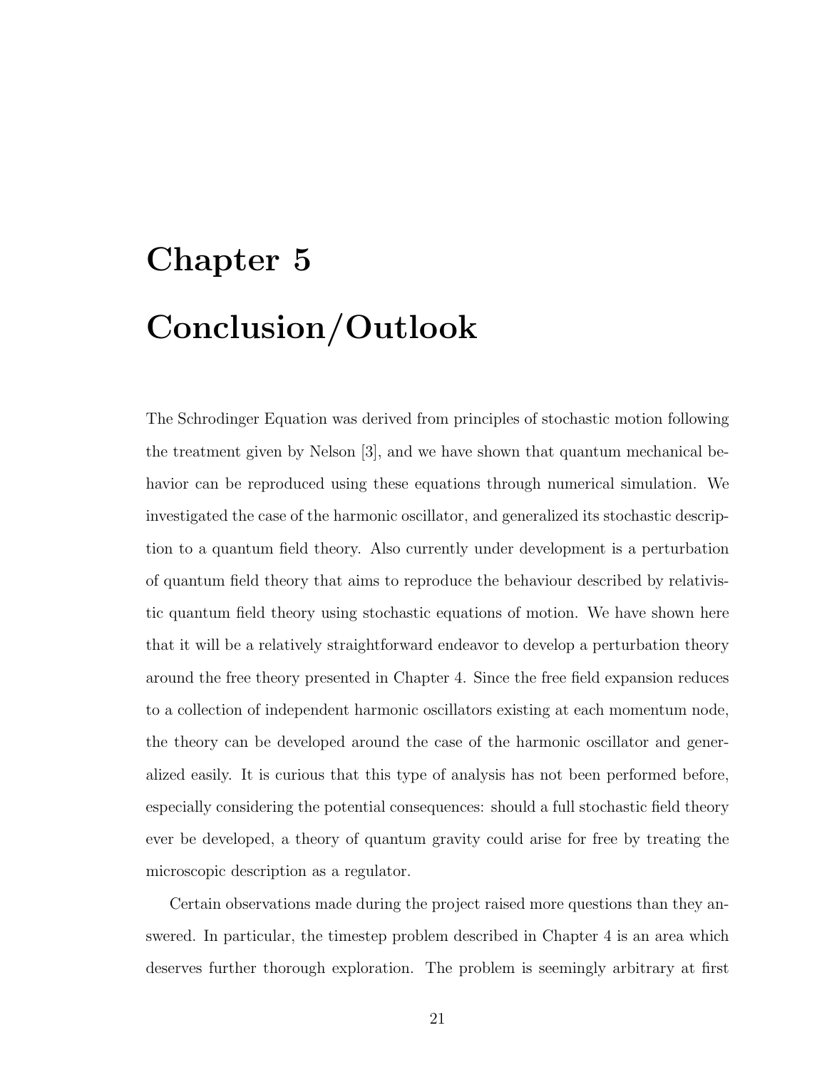# Chapter 5

# Conclusion/Outlook

The Schrodinger Equation was derived from principles of stochastic motion following the treatment given by Nelson [3], and we have shown that quantum mechanical behavior can be reproduced using these equations through numerical simulation. We investigated the case of the harmonic oscillator, and generalized its stochastic description to a quantum field theory. Also currently under development is a perturbation of quantum field theory that aims to reproduce the behaviour described by relativistic quantum field theory using stochastic equations of motion. We have shown here that it will be a relatively straightforward endeavor to develop a perturbation theory around the free theory presented in Chapter 4. Since the free field expansion reduces to a collection of independent harmonic oscillators existing at each momentum node, the theory can be developed around the case of the harmonic oscillator and generalized easily. It is curious that this type of analysis has not been performed before, especially considering the potential consequences: should a full stochastic field theory ever be developed, a theory of quantum gravity could arise for free by treating the microscopic description as a regulator.

Certain observations made during the project raised more questions than they answered. In particular, the timestep problem described in Chapter 4 is an area which deserves further thorough exploration. The problem is seemingly arbitrary at first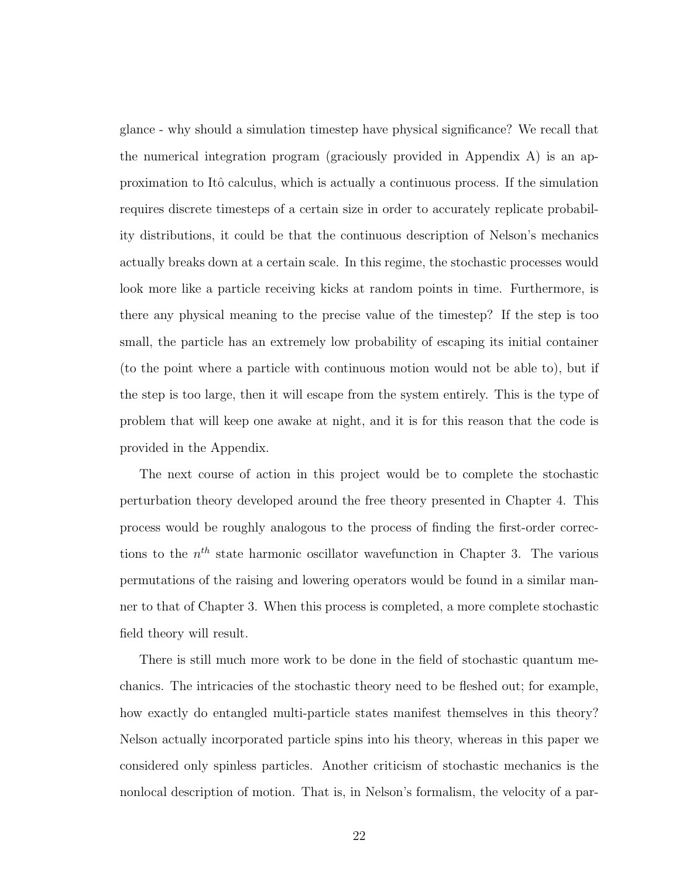glance - why should a simulation timestep have physical significance? We recall that the numerical integration program (graciously provided in Appendix A) is an approximation to Itô calculus, which is actually a continuous process. If the simulation requires discrete timesteps of a certain size in order to accurately replicate probability distributions, it could be that the continuous description of Nelson's mechanics actually breaks down at a certain scale. In this regime, the stochastic processes would look more like a particle receiving kicks at random points in time. Furthermore, is there any physical meaning to the precise value of the timestep? If the step is too small, the particle has an extremely low probability of escaping its initial container (to the point where a particle with continuous motion would not be able to), but if the step is too large, then it will escape from the system entirely. This is the type of problem that will keep one awake at night, and it is for this reason that the code is provided in the Appendix.

The next course of action in this project would be to complete the stochastic perturbation theory developed around the free theory presented in Chapter 4. This process would be roughly analogous to the process of finding the first-order corrections to the $n^{th}$ state harmonic oscillator wavefunction in Chapter 3. The various permutations of the raising and lowering operators would be found in a similar manner to that of Chapter 3. When this process is completed, a more complete stochastic field theory will result.

There is still much more work to be done in the field of stochastic quantum mechanics. The intricacies of the stochastic theory need to be fleshed out; for example, how exactly do entangled multi-particle states manifest themselves in this theory? Nelson actually incorporated particle spins into his theory, whereas in this paper we considered only spinless particles. Another criticism of stochastic mechanics is the nonlocal description of motion. That is, in Nelson's formalism, the velocity of a par-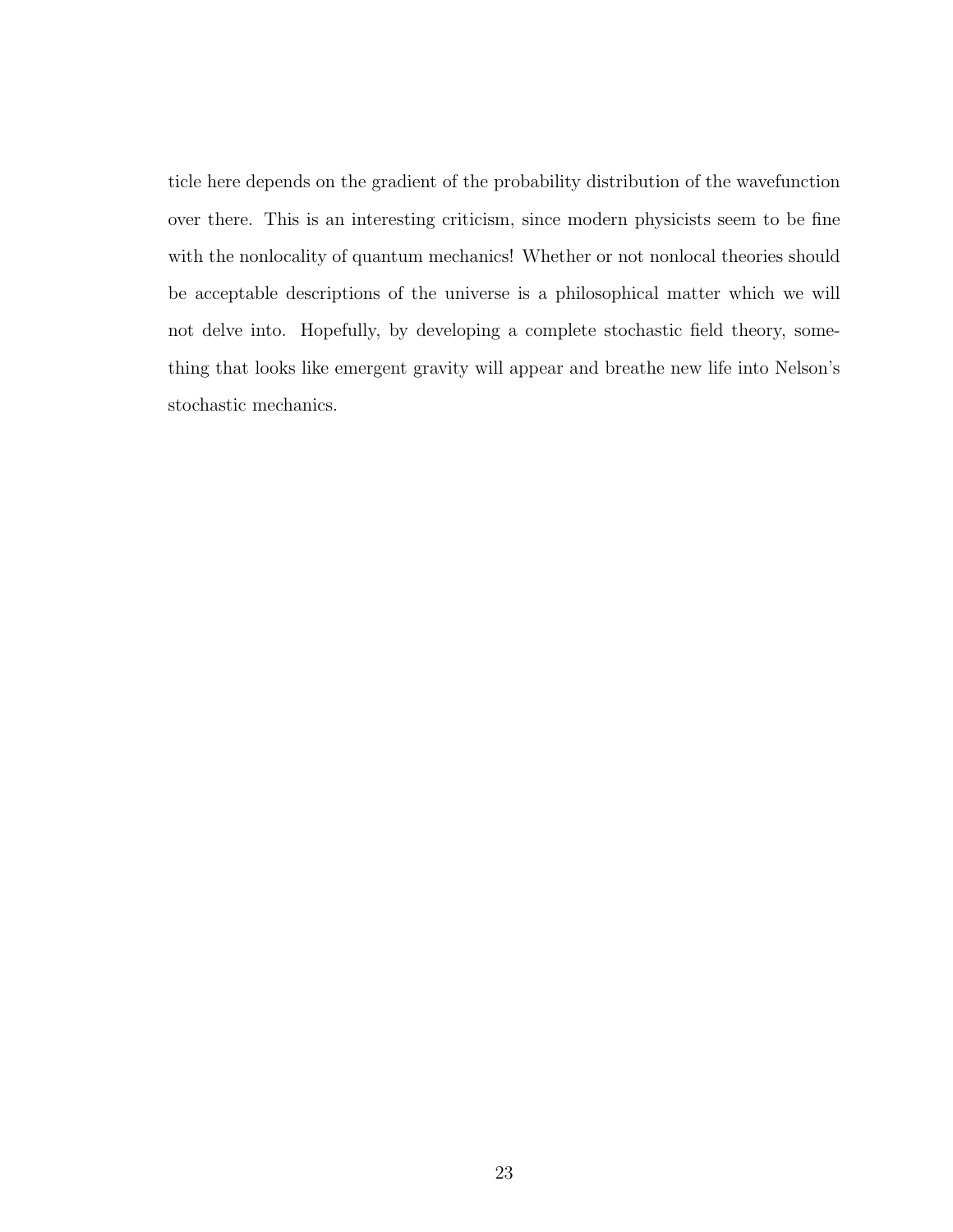ticle here depends on the gradient of the probability distribution of the wavefunction over there. This is an interesting criticism, since modern physicists seem to be fine with the nonlocality of quantum mechanics! Whether or not nonlocal theories should be acceptable descriptions of the universe is a philosophical matter which we will not delve into. Hopefully, by developing a complete stochastic field theory, something that looks like emergent gravity will appear and breathe new life into Nelson's stochastic mechanics.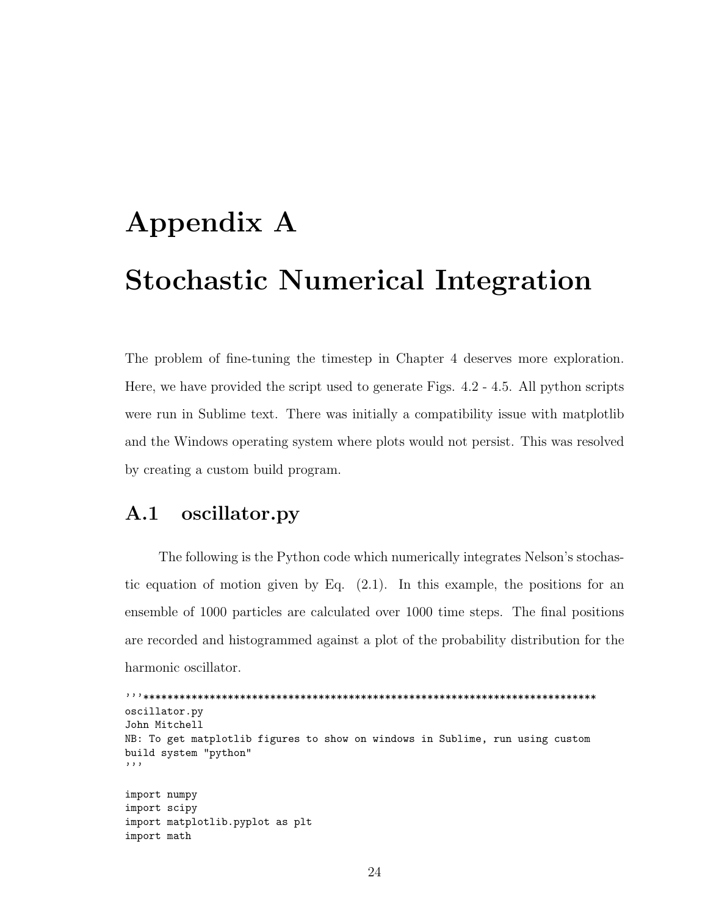# Appendix A

# Stochastic Numerical Integration

The problem of fine-tuning the timestep in Chapter 4 deserves more exploration. Here, we have provided the script used to generate Figs. 4.2 - 4.5. All python scripts were run in Sublime text. There was initially a compatibility issue with matplotlib and the Windows operating system where plots would not persist. This was resolved by creating a custom build program.

## A.1 oscillator.py

The following is the Python code which numerically integrates Nelson's stochastic equation of motion given by Eq. (2.1). In this example, the positions for an ensemble of 1000 particles are calculated over 1000 time steps. The final positions are recorded and histogrammed against a plot of the probability distribution for the harmonic oscillator.

```
'''***************************************************************************
oscillator.py
John Mitchell
NB: To get matplotlib figures to show on windows in Sublime, run using custom
build system "python"
'''

import numpy
import scipy
import matplotlib.pyplot as plt
import math
```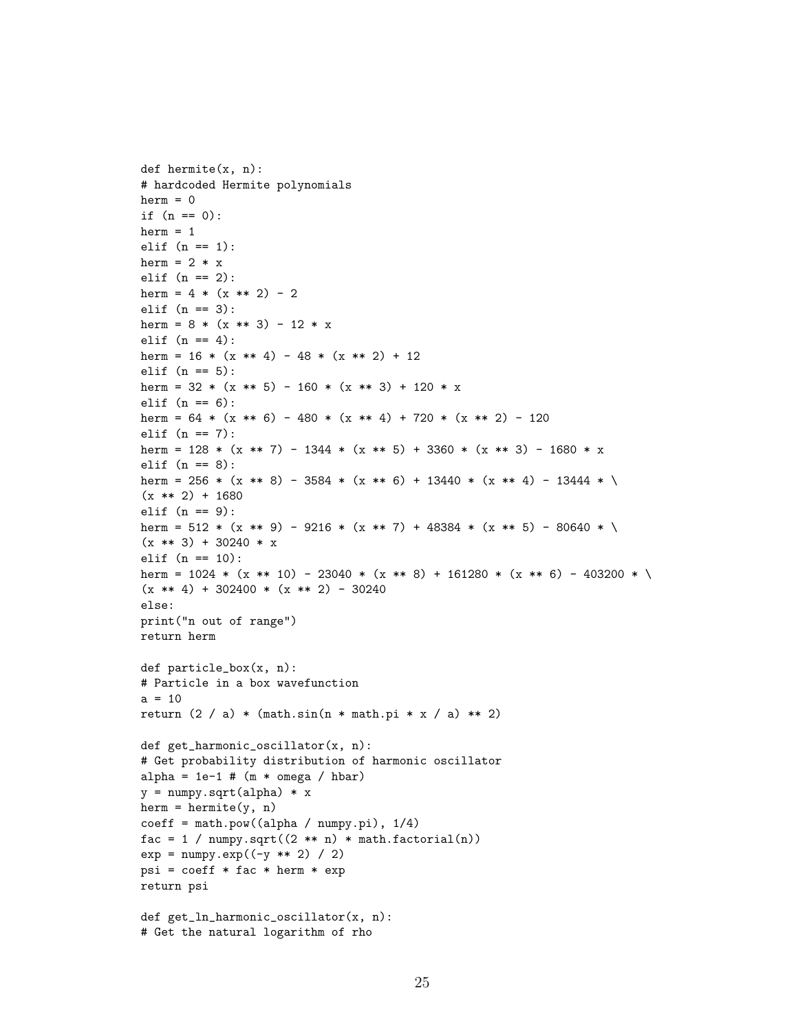```
def hermite(x, n):
# hardcoded Hermite polynomials
herm = 0
if (n == 0):
herm = 1
elif (n == 1):
herm = 2 * x
elif (n == 2):
herm = 4 * (x ** 2) - 2
elif (n == 3):
herm = 8 * (x ** 3) - 12 * x
elif (n == 4):
herm = 16 * (x ** 4) - 48 * (x ** 2) + 12
elif (n == 5):
herm = 32 * (x ** 5) - 160 * (x ** 3) + 120 * x
elif (n == 6):
herm = 64 * (x ** 6) - 480 * (x ** 4) + 720 * (x ** 2) - 120
elif (n == 7):
herm = 128 * (x ** 7) - 1344 * (x ** 5) + 3360 * (x ** 3) - 1680 * x
elif (n == 8):
herm = 256 * (x ** 8) - 3584 * (x ** 6) + 13440 * (x ** 4) - 13444 * \
(x ** 2) + 1680
elif (n == 9):
herm = 512 * (x ** 9) - 9216 * (x ** 7) + 48384 * (x ** 5) - 80640 * \
(x ** 3) + 30240 * x
elif (n == 10):
herm = 1024 * (x ** 10) - 23040 * (x ** 8) + 161280 * (x ** 6) - 403200 * \
(x ** 4) + 302400 * (x ** 2) - 30240
else:
print("n out of range")
return herm

def particle_box(x, n):
# Particle in a box wavefunction
a = 10
return (2 / a) * (math.sin(n * math.pi * x / a) ** 2)

def get_harmonic_oscillator(x, n):
# Get probability distribution of harmonic oscillator
alpha = 1e-1 # (m * omega / hbar)
y = numpy.sqrt(alpha) * x
herm = hermite(y, n)
coeff = math.pow((alpha / numpy.pi), 1/4)
fac = 1 / numpy.sqrt((2 ** n) * math.factorial(n))
exp = numpy.exp((-y ** 2) / 2)
psi = coeff * fac * herm * exp
return psi

def get_ln_harmonic_oscillator(x, n):
# Get the natural logarithm of rho
```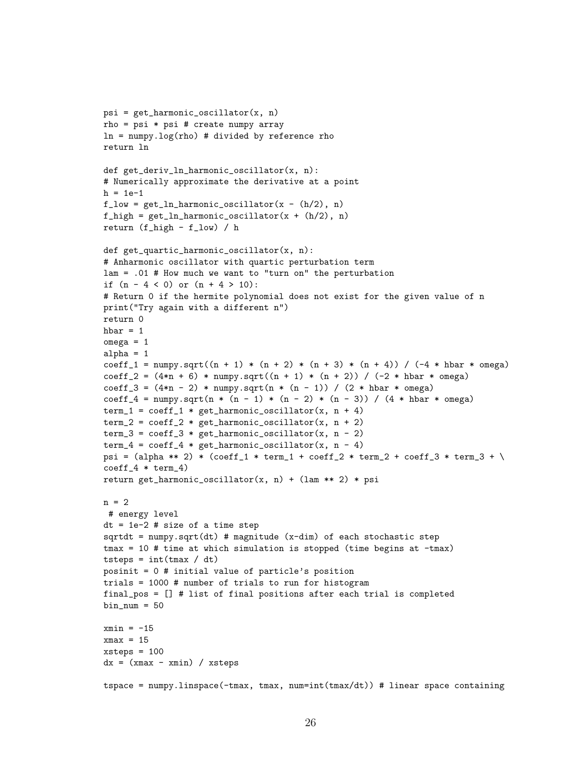```
psi = get_harmonic_oscillator(x, n)
rho = psi * psi # create numpy array
ln = numpy.log(rho) # divided by reference rho
return ln

def get_deriv_ln_harmonic_oscillator(x, n):
# Numerically approximate the derivative at a point
h = 1e-1
f_low = get_ln_harmonic_oscillator(x - (h/2), n)
f_high = get_ln_harmonic_oscillator(x + (h/2), n)
return (f_high - f_low) / h

def get_quartic_harmonic_oscillator(x, n):
# Anharmonic oscillator with quartic perturbation term
lam = .01 # How much we want to "turn on" the perturbation
if (n - 4 < 0) or (n + 4 > 10):
# Return 0 if the hermite polynomial does not exist for the given value of n
print("Try again with a different n")
return 0
hbar = 1
omega = 1
alpha = 1
coeff_1 = numpy.sqrt((n + 1) * (n + 2) * (n + 3) * (n + 4)) / (-4 * hbar * omega)
coeff_2 = (4*n + 6) * numpy.sqrt((n + 1) * (n + 2)) / (-2 * hbar * omega)
coeff_3 = (4*n - 2) * numpy.sqrt(n * (n - 1)) / (2 * hbar * omega)
coeff_4 = numpy.sqrt(n * (n - 1) * (n - 2) * (n - 3)) / (4 * hbar * omega)
term_1 = coeff_1 * get_harmonic_oscillator(x, n + 4)
term_2 = coeff_2 * get_harmonic_oscillator(x, n + 2)
term_3 = coeff_3 * get_harmonic_oscillator(x, n - 2)
term_4 = coeff_4 * get_harmonic_oscillator(x, n - 4)
psi = (alpha ** 2) * (coeff_1 * term_1 + coeff_2 * term_2 + coeff_3 * term_3 + \
coeff_4 * term_4)
return get_harmonic_oscillator(x, n) + (lam ** 2) * psi

n = 2
 # energy level
dt = 1e-2 # size of a time step
sqrtdt = numpy.sqrt(dt) # magnitude (x-dim) of each stochastic step
tmax = 10 # time at which simulation is stopped (time begins at -tmax)
tsteps = int(tmax / dt)
posinit = 0 # initial value of particle's position
trials = 1000 # number of trials to run for histogram
final_pos = [] # list of final positions after each trial is completed
bin_num = 50

xmin = -15
xmax = 15
xsteps = 100
dx = (xmax - xmin) / xsteps

tspace = numpy.linspace(-tmax, tmax, num=int(tmax/dt)) # linear space containing
```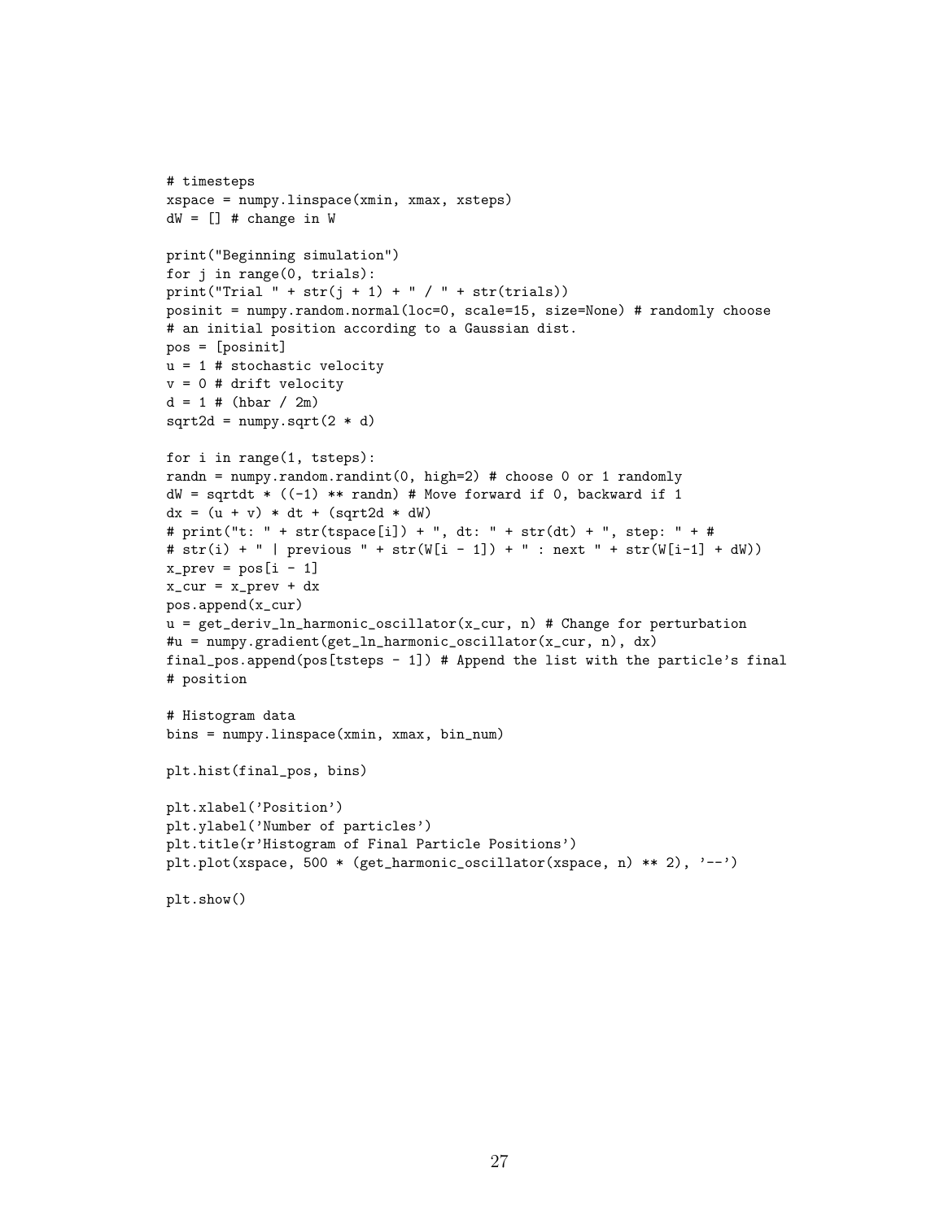```
# timesteps
xspace = numpy.linspace(xmin, xmax, xsteps)
dW = [] # change in W

print("Beginning simulation")
for j in range(0, trials):
print("Trial " + str(j + 1) + " / " + str(trials))
posinit = numpy.random.normal(loc=0, scale=15, size=None) # randomly choose
# an initial position according to a Gaussian dist.
pos = [posinit]
u = 1 # stochastic velocity
v = 0 # drift velocity
d = 1 # (hbar / 2m)
sqrt2d = numpy.sqrt(2 * d)

for i in range(1, tsteps):
randn = numpy.random.randint(0, high=2) # choose 0 or 1 randomly
dW = sqrtdt * ((-1) ** randn) # Move forward if 0, backward if 1
dx = (u + v) * dt + (sqrt2d * dW)
# print("t: " + str(tspace[i]) + ", dt: " + str(dt) + ", step: " + #
# str(i) + " | previous " + str(W[i - 1]) + " : next " + str(W[i-1] + dW))
x_prev = pos[i - 1]
x_cur = x_prev + dx
pos.append(x_cur)
u = get_deriv_ln_harmonic_oscillator(x_cur, n) # Change for perturbation
#u = numpy.gradient(get_ln_harmonic_oscillator(x_cur, n), dx)
final_pos.append(pos[tsteps - 1]) # Append the list with the particle's final
# position

# Histogram data
bins = numpy.linspace(xmin, xmax, bin_num)

plt.hist(final_pos, bins)

plt.xlabel('Position')
plt.ylabel('Number of particles')
plt.title(r'Histogram of Final Particle Positions')
plt.plot(xspace, 500 * (get_harmonic_oscillator(xspace, n) ** 2), '--')

plt.show()
```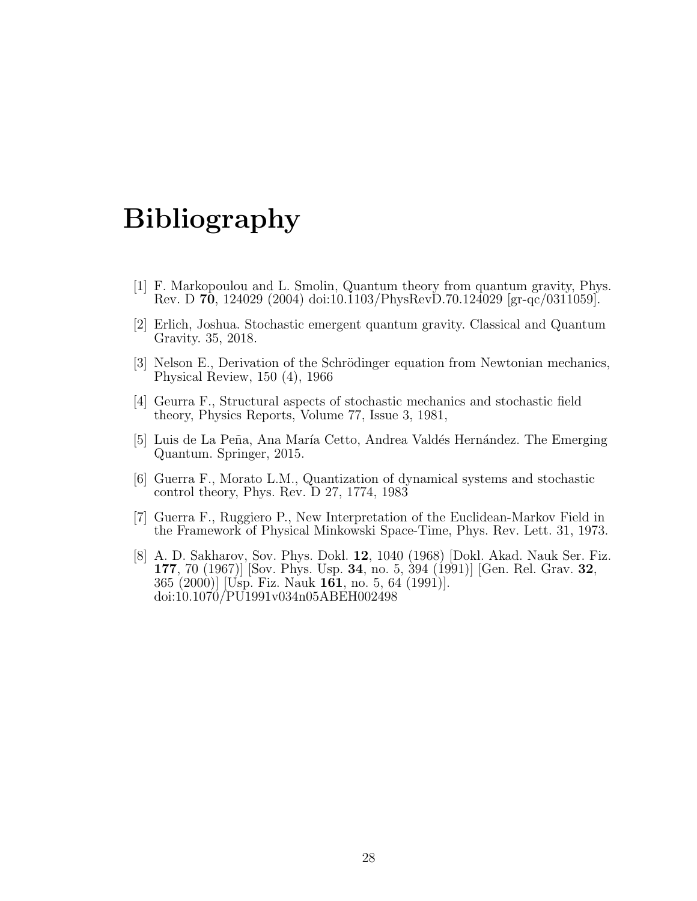# Bibliography

[1] F. Markopoulou and L. Smolin, Quantum theory from quantum gravity, Phys. Rev. D **70**, 124029 (2004) doi:10.1103/PhysRevD.70.124029 [gr-qc/0311059].

[2] Erlich, Joshua. Stochastic emergent quantum gravity. Classical and Quantum Gravity. 35, 2018.

[3] Nelson E., Derivation of the Schrödinger equation from Newtonian mechanics, Physical Review, 150 (4), 1966

[4] Geurra F., Structural aspects of stochastic mechanics and stochastic field theory, Physics Reports, Volume 77, Issue 3, 1981,

[5] Luis de La Peña, Ana María Cetto, Andrea Valdés Hernández. The Emerging Quantum. Springer, 2015.

[6] Guerra F., Morato L.M., Quantization of dynamical systems and stochastic control theory, Phys. Rev. D 27, 1774, 1983

[7] Guerra F., Ruggiero P., New Interpretation of the Euclidean-Markov Field in the Framework of Physical Minkowski Space-Time, Phys. Rev. Lett. 31, 1973.

[8] A. D. Sakharov, Sov. Phys. Dokl. **12**, 1040 (1968) [Dokl. Akad. Nauk Ser. Fiz. **177**, 70 (1967)] [Sov. Phys. Usp. **34**, no. 5, 394 (1991)] [Gen. Rel. Grav. **32**, 365 (2000)] [Usp. Fiz. Nauk **161**, no. 5, 64 (1991)]. doi:10.1070/PU1991v034n05ABEH002498